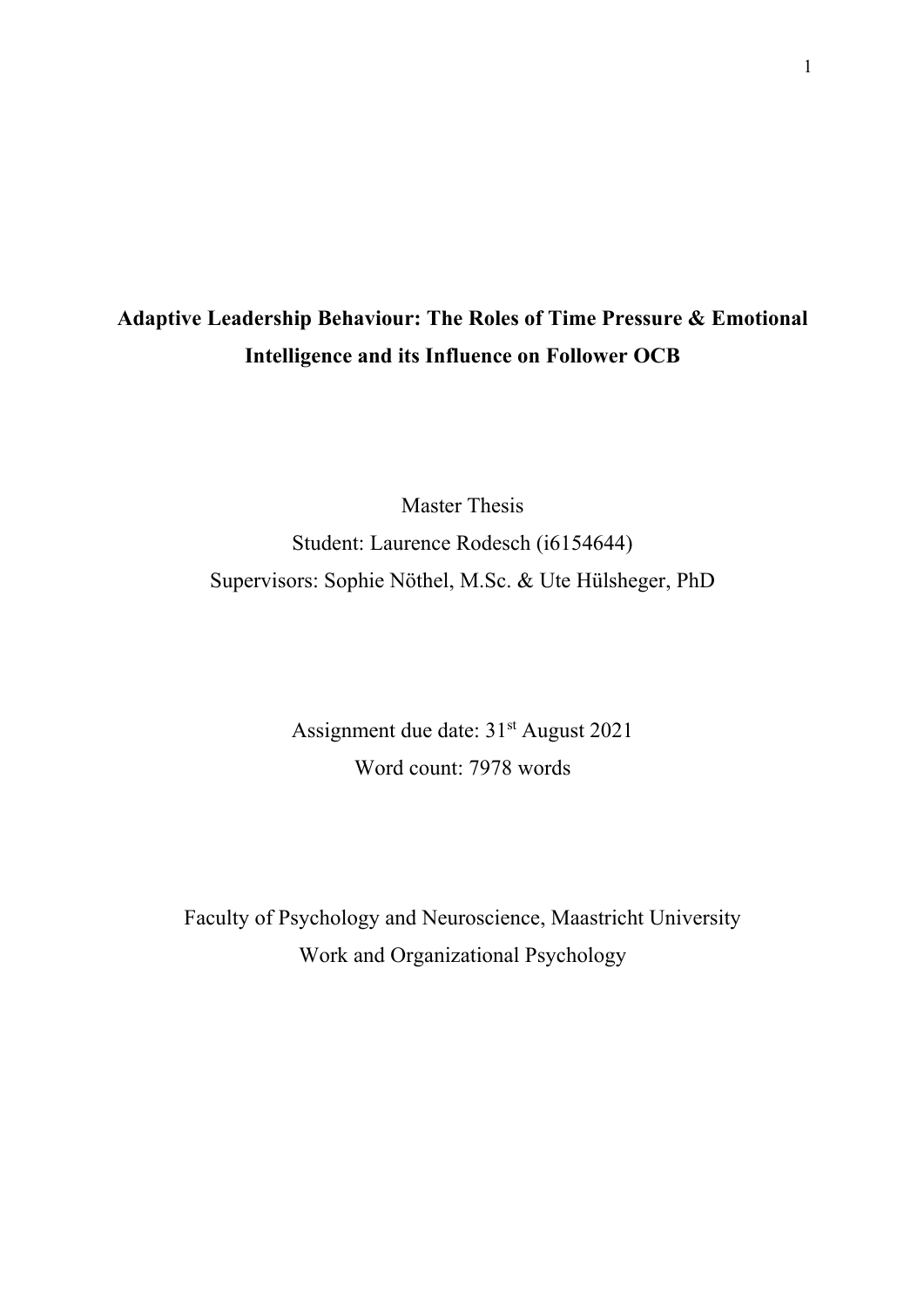# Adaptive Leadership Behaviour: The Roles of Time Pressure & Emotional Intelligence and its Influence on Follower OCB

Master Thesis

Student: Laurence Rodesch (i6154644)

Supervisors: Sophie Nöthel, M.Sc. & Ute Hülsheger, PhD

Assignment due date: 31st August 2021

Word count: 7978 words

Faculty of Psychology and Neuroscience, Maastricht University

Work and Organizational Psychology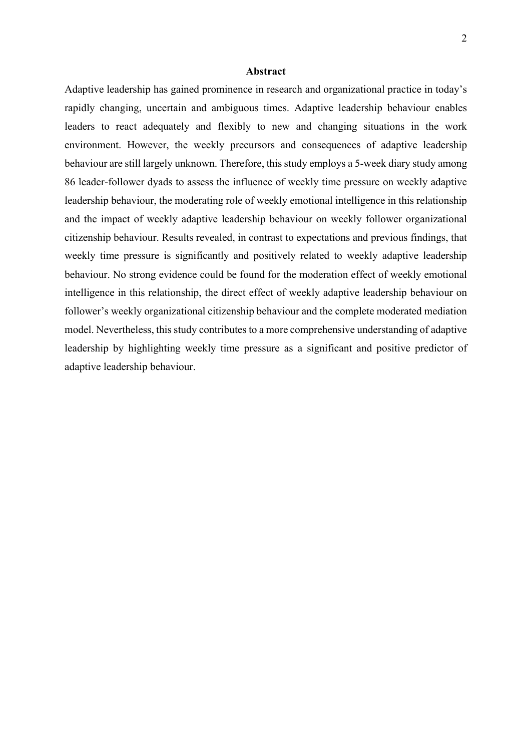# Abstract

Adaptive leadership has gained prominence in research and organizational practice in today's rapidly changing, uncertain and ambiguous times. Adaptive leadership behaviour enables leaders to react adequately and flexibly to new and changing situations in the work environment. However, the weekly precursors and consequences of adaptive leadership behaviour are still largely unknown. Therefore, this study employs a 5-week diary study among 86 leader-follower dyads to assess the influence of weekly time pressure on weekly adaptive leadership behaviour, the moderating role of weekly emotional intelligence in this relationship and the impact of weekly adaptive leadership behaviour on weekly follower organizational citizenship behaviour. Results revealed, in contrast to expectations and previous findings, that weekly time pressure is significantly and positively related to weekly adaptive leadership behaviour. No strong evidence could be found for the moderation effect of weekly emotional intelligence in this relationship, the direct effect of weekly adaptive leadership behaviour on follower's weekly organizational citizenship behaviour and the complete moderated mediation model. Nevertheless, this study contributes to a more comprehensive understanding of adaptive leadership by highlighting weekly time pressure as a significant and positive predictor of adaptive leadership behaviour.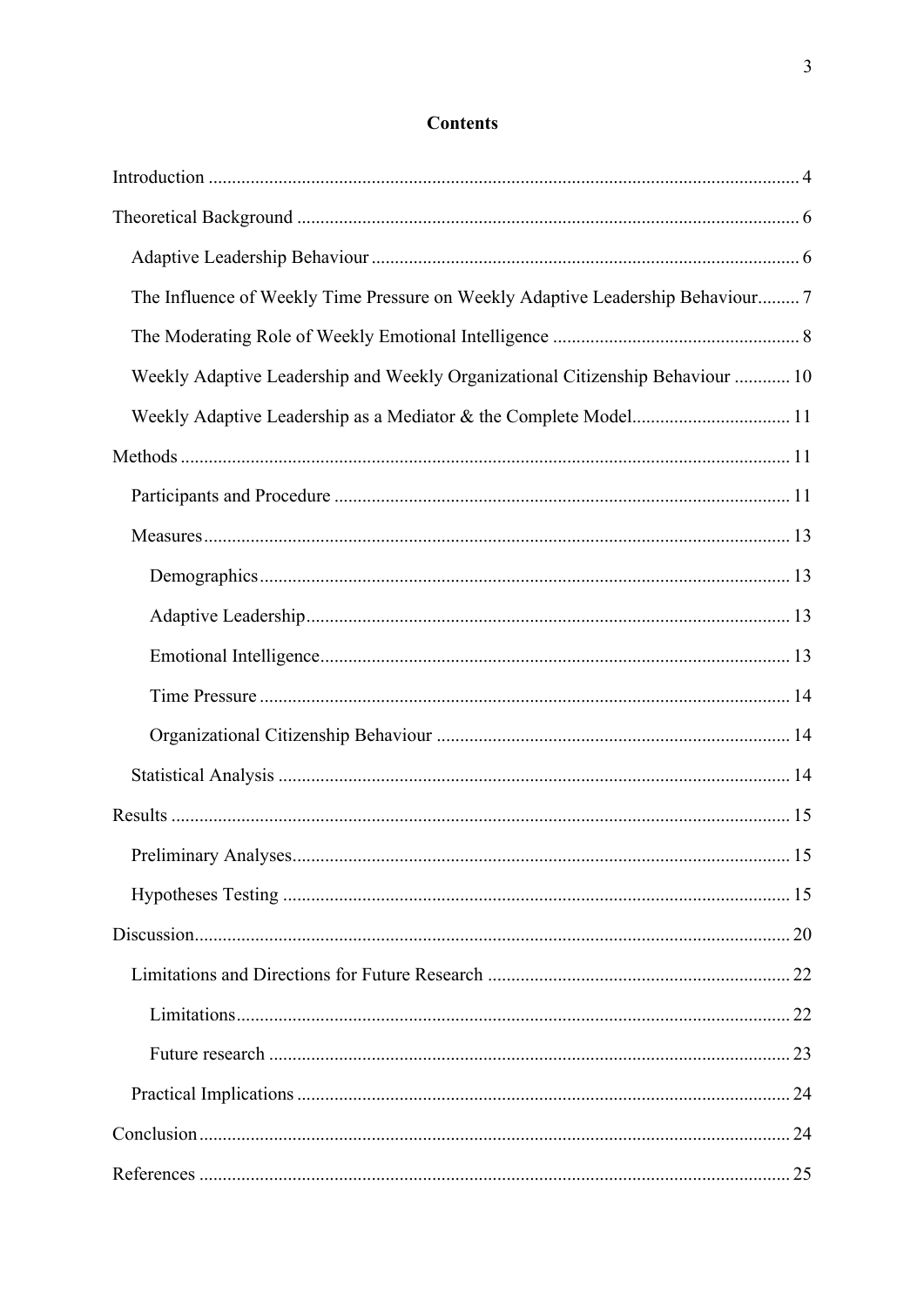# Contents

Introduction ........................................................................................................................... 4

Theoretical Background ........................................................................................................ 6

- Adaptive Leadership Behaviour .......................................................................................... 6
- The Influence of Weekly Time Pressure on Weekly Adaptive Leadership Behaviour......... 7
- The Moderating Role of Weekly Emotional Intelligence .................................................... 8
- Weekly Adaptive Leadership and Weekly Organizational Citizenship Behaviour ............ 10
- Weekly Adaptive Leadership as a Mediator & the Complete Model................................. 11

Methods ................................................................................................................................ 11

- Participants and Procedure ................................................................................................ 11
- Measures............................................................................................................................ 13
  - Demographics ............................................................................................................... 13
  - Adaptive Leadership...................................................................................................... 13
  - Emotional Intelligence................................................................................................... 13
  - Time Pressure ............................................................................................................... 14
  - Organizational Citizenship Behaviour .......................................................................... 14
- Statistical Analysis ............................................................................................................ 14

Results .................................................................................................................................. 15

- Preliminary Analyses......................................................................................................... 15
- Hypotheses Testing ........................................................................................................... 15

Discussion............................................................................................................................. 20

- Limitations and Directions for Future Research ............................................................... 22
  - Limitations..................................................................................................................... 22
  - Future research .............................................................................................................. 23
- Practical Implications ........................................................................................................ 24

Conclusion............................................................................................................................ 24

References ............................................................................................................................ 25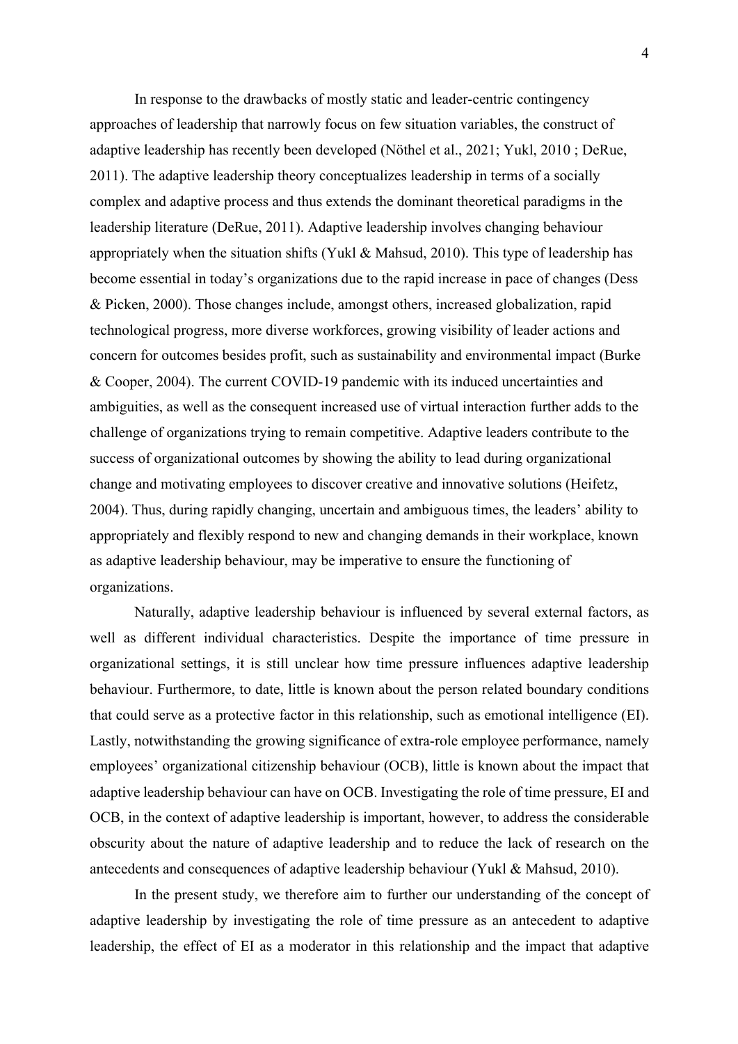In response to the drawbacks of mostly static and leader-centric contingency approaches of leadership that narrowly focus on few situation variables, the construct of adaptive leadership has recently been developed (Nöthel et al., 2021; Yukl, 2010 ; DeRue, 2011). The adaptive leadership theory conceptualizes leadership in terms of a socially complex and adaptive process and thus extends the dominant theoretical paradigms in the leadership literature (DeRue, 2011). Adaptive leadership involves changing behaviour appropriately when the situation shifts (Yukl & Mahsud, 2010). This type of leadership has become essential in today's organizations due to the rapid increase in pace of changes (Dess & Picken, 2000). Those changes include, amongst others, increased globalization, rapid technological progress, more diverse workforces, growing visibility of leader actions and concern for outcomes besides profit, such as sustainability and environmental impact (Burke & Cooper, 2004). The current COVID-19 pandemic with its induced uncertainties and ambiguities, as well as the consequent increased use of virtual interaction further adds to the challenge of organizations trying to remain competitive. Adaptive leaders contribute to the success of organizational outcomes by showing the ability to lead during organizational change and motivating employees to discover creative and innovative solutions (Heifetz, 2004). Thus, during rapidly changing, uncertain and ambiguous times, the leaders' ability to appropriately and flexibly respond to new and changing demands in their workplace, known as adaptive leadership behaviour, may be imperative to ensure the functioning of organizations.

Naturally, adaptive leadership behaviour is influenced by several external factors, as well as different individual characteristics. Despite the importance of time pressure in organizational settings, it is still unclear how time pressure influences adaptive leadership behaviour. Furthermore, to date, little is known about the person related boundary conditions that could serve as a protective factor in this relationship, such as emotional intelligence (EI). Lastly, notwithstanding the growing significance of extra-role employee performance, namely employees' organizational citizenship behaviour (OCB), little is known about the impact that adaptive leadership behaviour can have on OCB. Investigating the role of time pressure, EI and OCB, in the context of adaptive leadership is important, however, to address the considerable obscurity about the nature of adaptive leadership and to reduce the lack of research on the antecedents and consequences of adaptive leadership behaviour (Yukl & Mahsud, 2010).

In the present study, we therefore aim to further our understanding of the concept of adaptive leadership by investigating the role of time pressure as an antecedent to adaptive leadership, the effect of EI as a moderator in this relationship and the impact that adaptive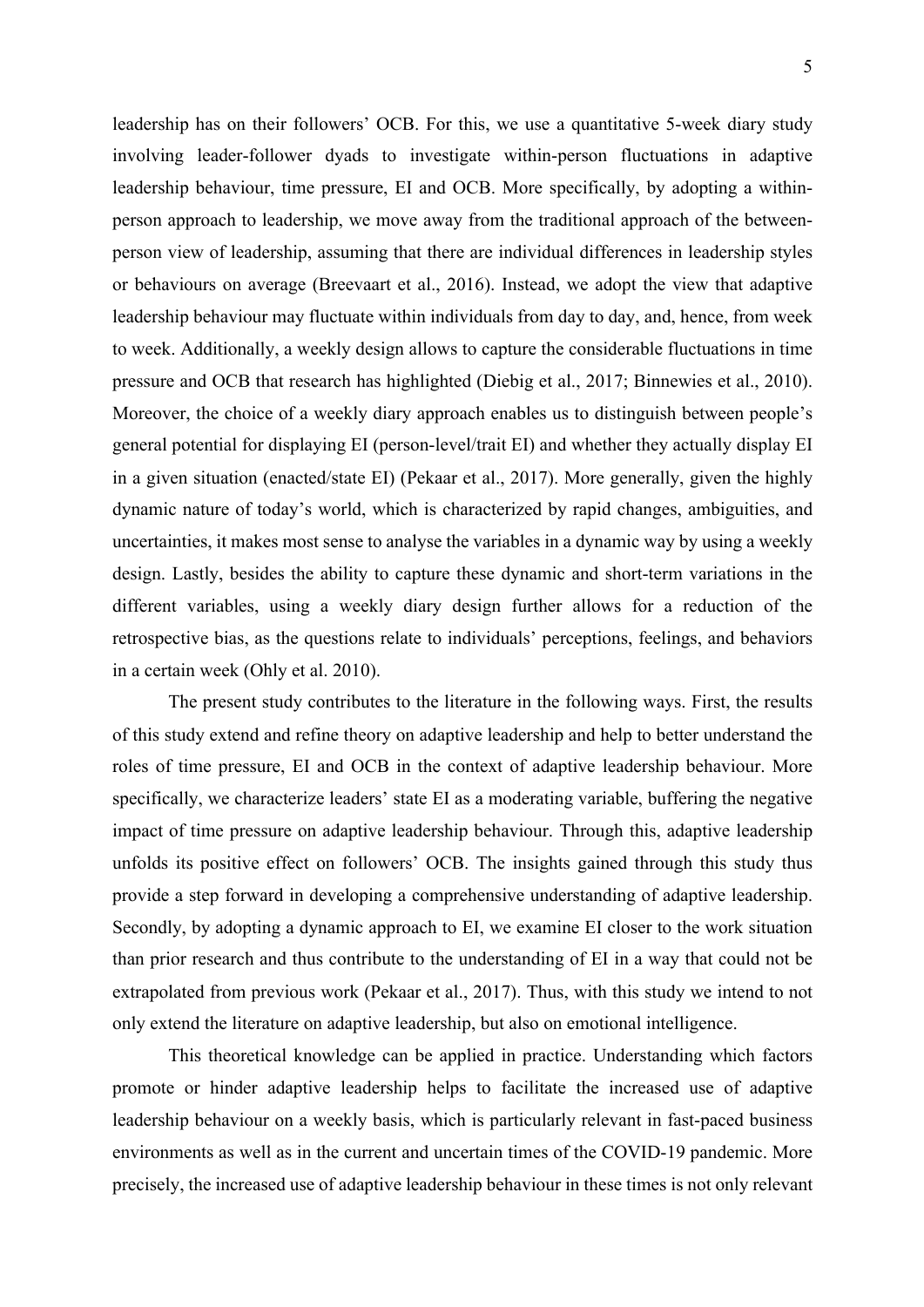leadership has on their followers' OCB. For this, we use a quantitative 5-week diary study involving leader-follower dyads to investigate within-person fluctuations in adaptive leadership behaviour, time pressure, EI and OCB. More specifically, by adopting a within-person approach to leadership, we move away from the traditional approach of the between-person view of leadership, assuming that there are individual differences in leadership styles or behaviours on average (Breevaart et al., 2016). Instead, we adopt the view that adaptive leadership behaviour may fluctuate within individuals from day to day, and, hence, from week to week. Additionally, a weekly design allows to capture the considerable fluctuations in time pressure and OCB that research has highlighted (Diebig et al., 2017; Binnewies et al., 2010). Moreover, the choice of a weekly diary approach enables us to distinguish between people's general potential for displaying EI (person-level/trait EI) and whether they actually display EI in a given situation (enacted/state EI) (Pekaar et al., 2017). More generally, given the highly dynamic nature of today's world, which is characterized by rapid changes, ambiguities, and uncertainties, it makes most sense to analyse the variables in a dynamic way by using a weekly design. Lastly, besides the ability to capture these dynamic and short-term variations in the different variables, using a weekly diary design further allows for a reduction of the retrospective bias, as the questions relate to individuals' perceptions, feelings, and behaviors in a certain week (Ohly et al. 2010).

The present study contributes to the literature in the following ways. First, the results of this study extend and refine theory on adaptive leadership and help to better understand the roles of time pressure, EI and OCB in the context of adaptive leadership behaviour. More specifically, we characterize leaders' state EI as a moderating variable, buffering the negative impact of time pressure on adaptive leadership behaviour. Through this, adaptive leadership unfolds its positive effect on followers' OCB. The insights gained through this study thus provide a step forward in developing a comprehensive understanding of adaptive leadership. Secondly, by adopting a dynamic approach to EI, we examine EI closer to the work situation than prior research and thus contribute to the understanding of EI in a way that could not be extrapolated from previous work (Pekaar et al., 2017). Thus, with this study we intend to not only extend the literature on adaptive leadership, but also on emotional intelligence.

This theoretical knowledge can be applied in practice. Understanding which factors promote or hinder adaptive leadership helps to facilitate the increased use of adaptive leadership behaviour on a weekly basis, which is particularly relevant in fast-paced business environments as well as in the current and uncertain times of the COVID-19 pandemic. More precisely, the increased use of adaptive leadership behaviour in these times is not only relevant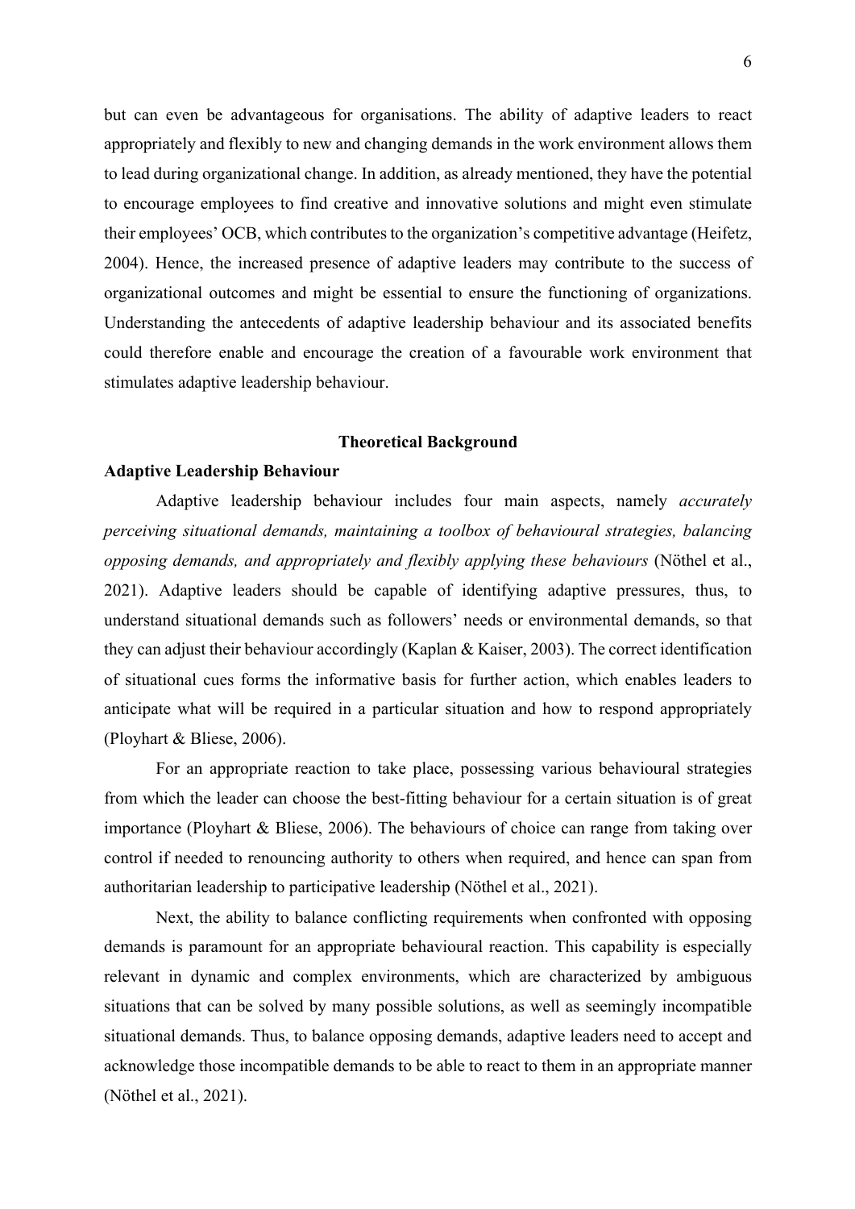but can even be advantageous for organisations. The ability of adaptive leaders to react appropriately and flexibly to new and changing demands in the work environment allows them to lead during organizational change. In addition, as already mentioned, they have the potential to encourage employees to find creative and innovative solutions and might even stimulate their employees' OCB, which contributes to the organization's competitive advantage (Heifetz, 2004). Hence, the increased presence of adaptive leaders may contribute to the success of organizational outcomes and might be essential to ensure the functioning of organizations. Understanding the antecedents of adaptive leadership behaviour and its associated benefits could therefore enable and encourage the creation of a favourable work environment that stimulates adaptive leadership behaviour.

## Theoretical Background

### Adaptive Leadership Behaviour

Adaptive leadership behaviour includes four main aspects, namely *accurately perceiving situational demands, maintaining a toolbox of behavioural strategies, balancing opposing demands, and appropriately and flexibly applying these behaviours* (Nöthel et al., 2021). Adaptive leaders should be capable of identifying adaptive pressures, thus, to understand situational demands such as followers' needs or environmental demands, so that they can adjust their behaviour accordingly (Kaplan & Kaiser, 2003). The correct identification of situational cues forms the informative basis for further action, which enables leaders to anticipate what will be required in a particular situation and how to respond appropriately (Ployhart & Bliese, 2006).

For an appropriate reaction to take place, possessing various behavioural strategies from which the leader can choose the best-fitting behaviour for a certain situation is of great importance (Ployhart & Bliese, 2006). The behaviours of choice can range from taking over control if needed to renouncing authority to others when required, and hence can span from authoritarian leadership to participative leadership (Nöthel et al., 2021).

Next, the ability to balance conflicting requirements when confronted with opposing demands is paramount for an appropriate behavioural reaction. This capability is especially relevant in dynamic and complex environments, which are characterized by ambiguous situations that can be solved by many possible solutions, as well as seemingly incompatible situational demands. Thus, to balance opposing demands, adaptive leaders need to accept and acknowledge those incompatible demands to be able to react to them in an appropriate manner (Nöthel et al., 2021).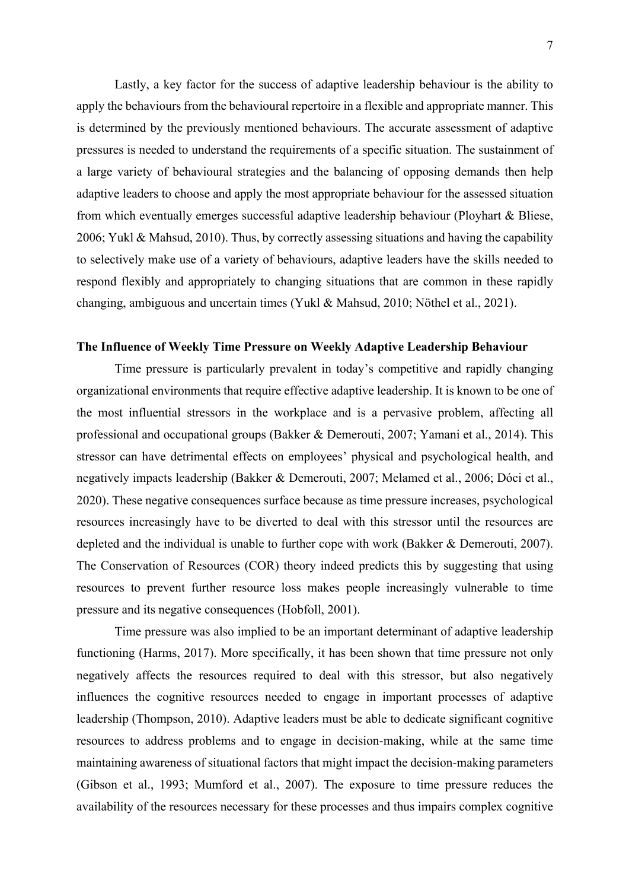Lastly, a key factor for the success of adaptive leadership behaviour is the ability to apply the behaviours from the behavioural repertoire in a flexible and appropriate manner. This is determined by the previously mentioned behaviours. The accurate assessment of adaptive pressures is needed to understand the requirements of a specific situation. The sustainment of a large variety of behavioural strategies and the balancing of opposing demands then help adaptive leaders to choose and apply the most appropriate behaviour for the assessed situation from which eventually emerges successful adaptive leadership behaviour (Ployhart & Bliese, 2006; Yukl & Mahsud, 2010). Thus, by correctly assessing situations and having the capability to selectively make use of a variety of behaviours, adaptive leaders have the skills needed to respond flexibly and appropriately to changing situations that are common in these rapidly changing, ambiguous and uncertain times (Yukl & Mahsud, 2010; Nöthel et al., 2021).

**The Influence of Weekly Time Pressure on Weekly Adaptive Leadership Behaviour**

Time pressure is particularly prevalent in today's competitive and rapidly changing organizational environments that require effective adaptive leadership. It is known to be one of the most influential stressors in the workplace and is a pervasive problem, affecting all professional and occupational groups (Bakker & Demerouti, 2007; Yamani et al., 2014). This stressor can have detrimental effects on employees' physical and psychological health, and negatively impacts leadership (Bakker & Demerouti, 2007; Melamed et al., 2006; Dóci et al., 2020). These negative consequences surface because as time pressure increases, psychological resources increasingly have to be diverted to deal with this stressor until the resources are depleted and the individual is unable to further cope with work (Bakker & Demerouti, 2007). The Conservation of Resources (COR) theory indeed predicts this by suggesting that using resources to prevent further resource loss makes people increasingly vulnerable to time pressure and its negative consequences (Hobfoll, 2001).

Time pressure was also implied to be an important determinant of adaptive leadership functioning (Harms, 2017). More specifically, it has been shown that time pressure not only negatively affects the resources required to deal with this stressor, but also negatively influences the cognitive resources needed to engage in important processes of adaptive leadership (Thompson, 2010). Adaptive leaders must be able to dedicate significant cognitive resources to address problems and to engage in decision-making, while at the same time maintaining awareness of situational factors that might impact the decision-making parameters (Gibson et al., 1993; Mumford et al., 2007). The exposure to time pressure reduces the availability of the resources necessary for these processes and thus impairs complex cognitive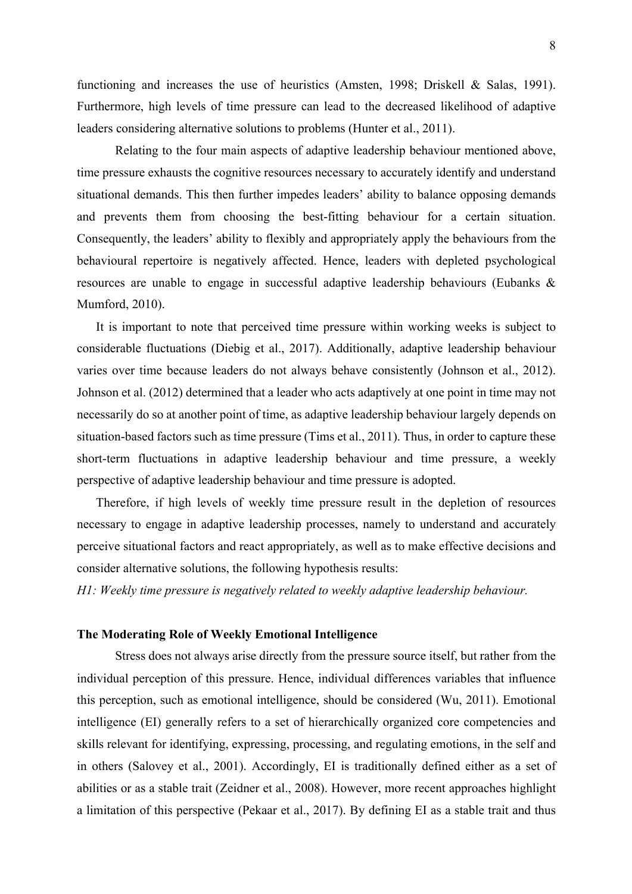functioning and increases the use of heuristics (Amsten, 1998; Driskell & Salas, 1991). Furthermore, high levels of time pressure can lead to the decreased likelihood of adaptive leaders considering alternative solutions to problems (Hunter et al., 2011).

Relating to the four main aspects of adaptive leadership behaviour mentioned above, time pressure exhausts the cognitive resources necessary to accurately identify and understand situational demands. This then further impedes leaders' ability to balance opposing demands and prevents them from choosing the best-fitting behaviour for a certain situation. Consequently, the leaders' ability to flexibly and appropriately apply the behaviours from the behavioural repertoire is negatively affected. Hence, leaders with depleted psychological resources are unable to engage in successful adaptive leadership behaviours (Eubanks & Mumford, 2010).

It is important to note that perceived time pressure within working weeks is subject to considerable fluctuations (Diebig et al., 2017). Additionally, adaptive leadership behaviour varies over time because leaders do not always behave consistently (Johnson et al., 2012). Johnson et al. (2012) determined that a leader who acts adaptively at one point in time may not necessarily do so at another point of time, as adaptive leadership behaviour largely depends on situation-based factors such as time pressure (Tims et al., 2011). Thus, in order to capture these short-term fluctuations in adaptive leadership behaviour and time pressure, a weekly perspective of adaptive leadership behaviour and time pressure is adopted.

Therefore, if high levels of weekly time pressure result in the depletion of resources necessary to engage in adaptive leadership processes, namely to understand and accurately perceive situational factors and react appropriately, as well as to make effective decisions and consider alternative solutions, the following hypothesis results:

*H1: Weekly time pressure is negatively related to weekly adaptive leadership behaviour.*

### The Moderating Role of Weekly Emotional Intelligence

Stress does not always arise directly from the pressure source itself, but rather from the individual perception of this pressure. Hence, individual differences variables that influence this perception, such as emotional intelligence, should be considered (Wu, 2011). Emotional intelligence (EI) generally refers to a set of hierarchically organized core competencies and skills relevant for identifying, expressing, processing, and regulating emotions, in the self and in others (Salovey et al., 2001). Accordingly, EI is traditionally defined either as a set of abilities or as a stable trait (Zeidner et al., 2008). However, more recent approaches highlight a limitation of this perspective (Pekaar et al., 2017). By defining EI as a stable trait and thus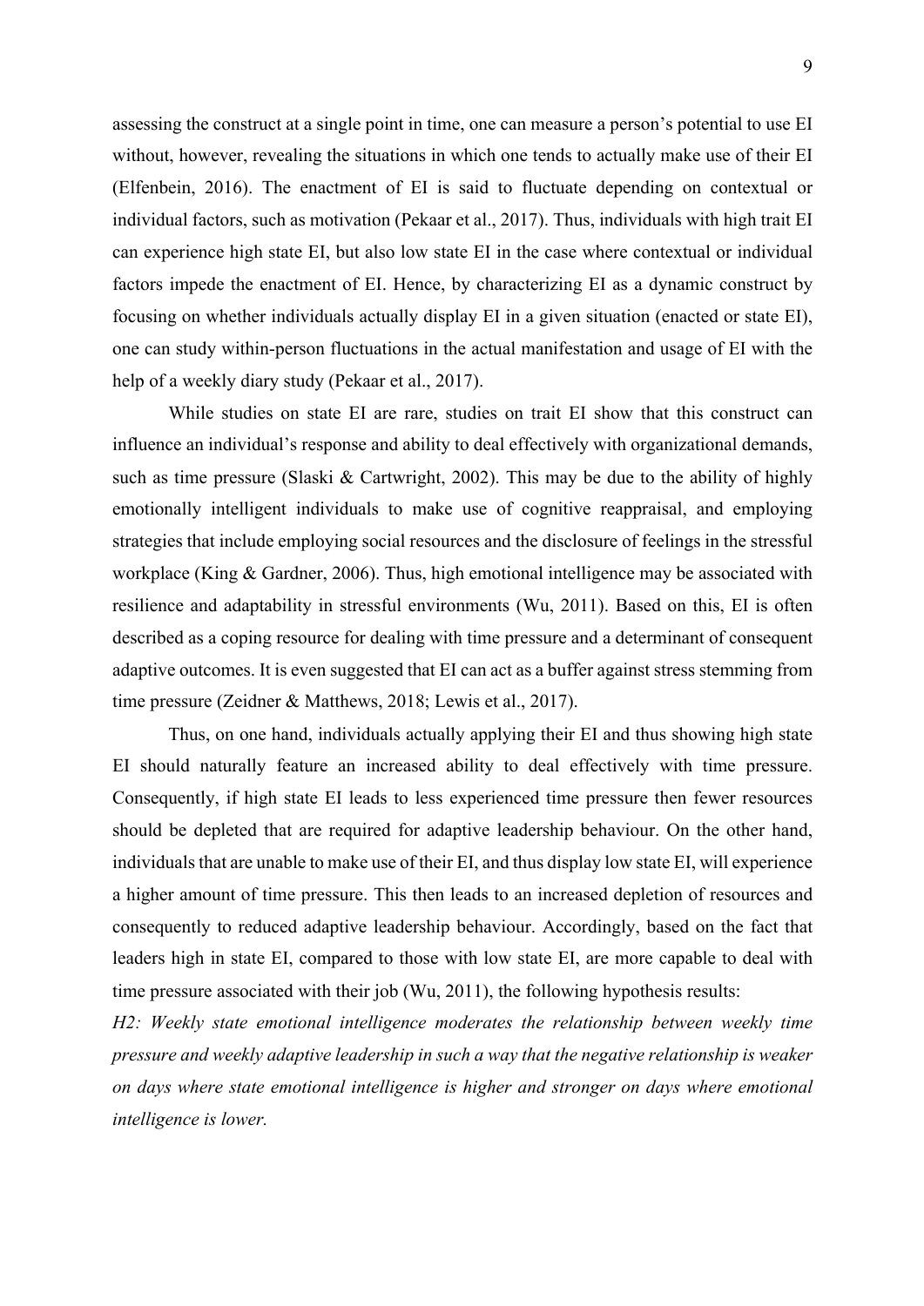assessing the construct at a single point in time, one can measure a person's potential to use EI without, however, revealing the situations in which one tends to actually make use of their EI (Elfenbein, 2016). The enactment of EI is said to fluctuate depending on contextual or individual factors, such as motivation (Pekaar et al., 2017). Thus, individuals with high trait EI can experience high state EI, but also low state EI in the case where contextual or individual factors impede the enactment of EI. Hence, by characterizing EI as a dynamic construct by focusing on whether individuals actually display EI in a given situation (enacted or state EI), one can study within-person fluctuations in the actual manifestation and usage of EI with the help of a weekly diary study (Pekaar et al., 2017).

While studies on state EI are rare, studies on trait EI show that this construct can influence an individual's response and ability to deal effectively with organizational demands, such as time pressure (Slaski & Cartwright, 2002). This may be due to the ability of highly emotionally intelligent individuals to make use of cognitive reappraisal, and employing strategies that include employing social resources and the disclosure of feelings in the stressful workplace (King & Gardner, 2006). Thus, high emotional intelligence may be associated with resilience and adaptability in stressful environments (Wu, 2011). Based on this, EI is often described as a coping resource for dealing with time pressure and a determinant of consequent adaptive outcomes. It is even suggested that EI can act as a buffer against stress stemming from time pressure (Zeidner & Matthews, 2018; Lewis et al., 2017).

Thus, on one hand, individuals actually applying their EI and thus showing high state EI should naturally feature an increased ability to deal effectively with time pressure. Consequently, if high state EI leads to less experienced time pressure then fewer resources should be depleted that are required for adaptive leadership behaviour. On the other hand, individuals that are unable to make use of their EI, and thus display low state EI, will experience a higher amount of time pressure. This then leads to an increased depletion of resources and consequently to reduced adaptive leadership behaviour. Accordingly, based on the fact that leaders high in state EI, compared to those with low state EI, are more capable to deal with time pressure associated with their job (Wu, 2011), the following hypothesis results:

*H2: Weekly state emotional intelligence moderates the relationship between weekly time pressure and weekly adaptive leadership in such a way that the negative relationship is weaker on days where state emotional intelligence is higher and stronger on days where emotional intelligence is lower.*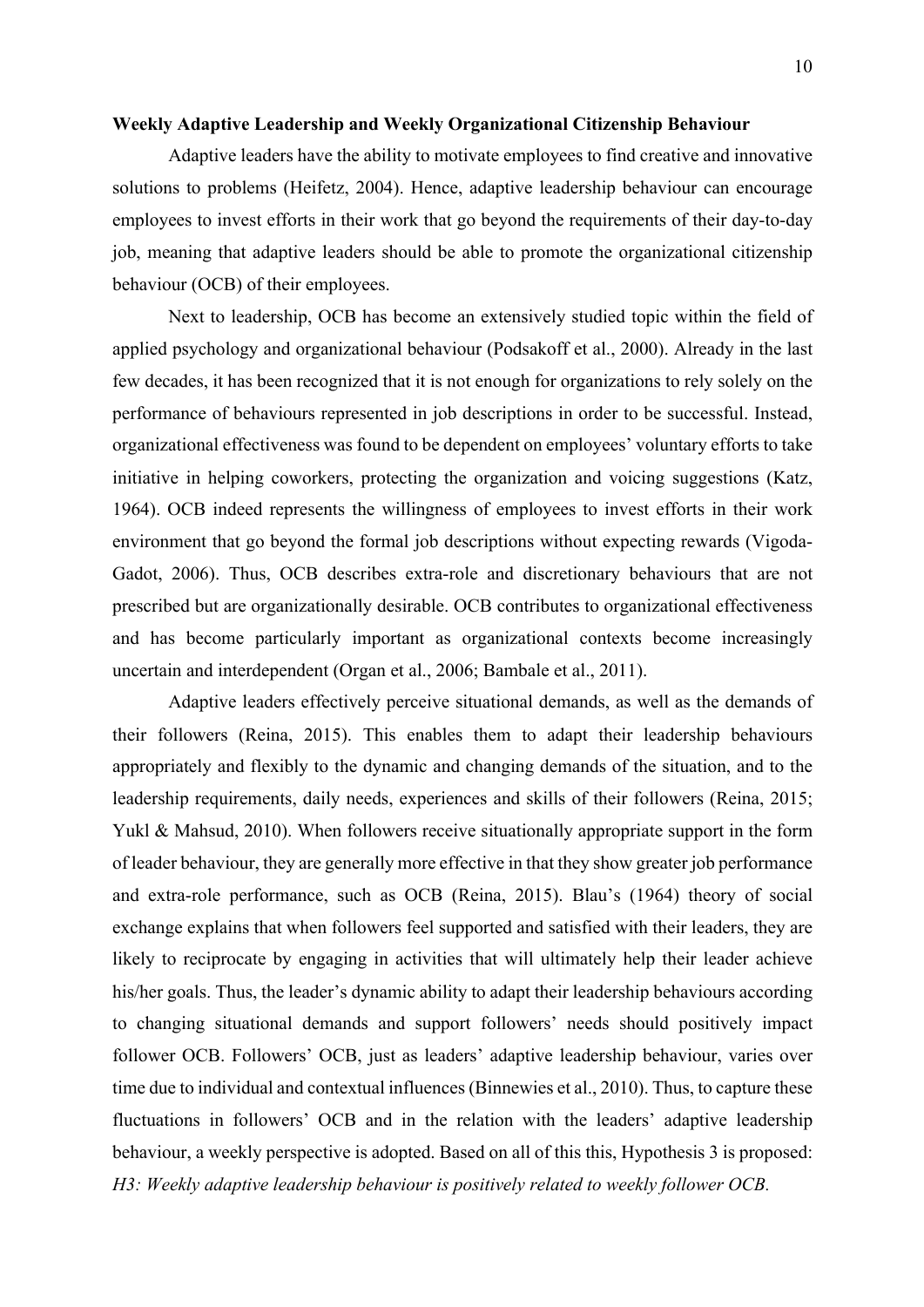**Weekly Adaptive Leadership and Weekly Organizational Citizenship Behaviour**

Adaptive leaders have the ability to motivate employees to find creative and innovative solutions to problems (Heifetz, 2004). Hence, adaptive leadership behaviour can encourage employees to invest efforts in their work that go beyond the requirements of their day-to-day job, meaning that adaptive leaders should be able to promote the organizational citizenship behaviour (OCB) of their employees.

Next to leadership, OCB has become an extensively studied topic within the field of applied psychology and organizational behaviour (Podsakoff et al., 2000). Already in the last few decades, it has been recognized that it is not enough for organizations to rely solely on the performance of behaviours represented in job descriptions in order to be successful. Instead, organizational effectiveness was found to be dependent on employees' voluntary efforts to take initiative in helping coworkers, protecting the organization and voicing suggestions (Katz, 1964). OCB indeed represents the willingness of employees to invest efforts in their work environment that go beyond the formal job descriptions without expecting rewards (Vigoda-Gadot, 2006). Thus, OCB describes extra-role and discretionary behaviours that are not prescribed but are organizationally desirable. OCB contributes to organizational effectiveness and has become particularly important as organizational contexts become increasingly uncertain and interdependent (Organ et al., 2006; Bambale et al., 2011).

Adaptive leaders effectively perceive situational demands, as well as the demands of their followers (Reina, 2015). This enables them to adapt their leadership behaviours appropriately and flexibly to the dynamic and changing demands of the situation, and to the leadership requirements, daily needs, experiences and skills of their followers (Reina, 2015; Yukl & Mahsud, 2010). When followers receive situationally appropriate support in the form of leader behaviour, they are generally more effective in that they show greater job performance and extra-role performance, such as OCB (Reina, 2015). Blau's (1964) theory of social exchange explains that when followers feel supported and satisfied with their leaders, they are likely to reciprocate by engaging in activities that will ultimately help their leader achieve his/her goals. Thus, the leader's dynamic ability to adapt their leadership behaviours according to changing situational demands and support followers' needs should positively impact follower OCB. Followers' OCB, just as leaders' adaptive leadership behaviour, varies over time due to individual and contextual influences (Binnewies et al., 2010). Thus, to capture these fluctuations in followers' OCB and in the relation with the leaders' adaptive leadership behaviour, a weekly perspective is adopted. Based on all of this this, Hypothesis 3 is proposed:

*H3: Weekly adaptive leadership behaviour is positively related to weekly follower OCB.*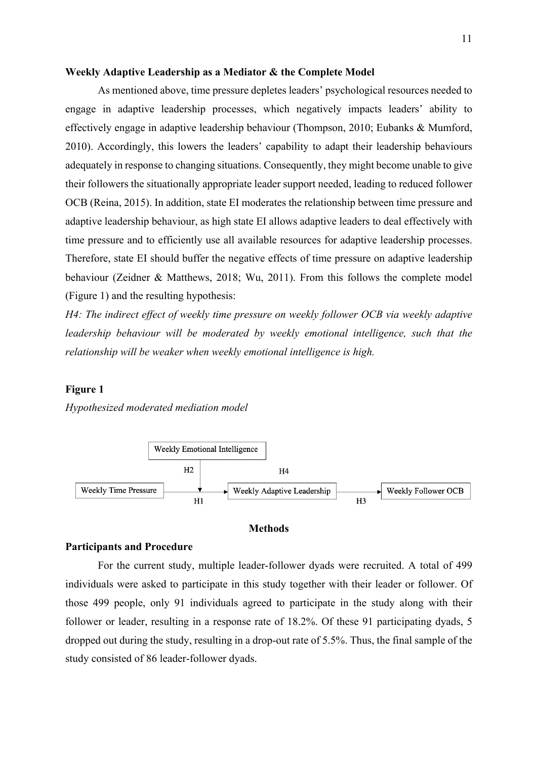**Weekly Adaptive Leadership as a Mediator & the Complete Model**

As mentioned above, time pressure depletes leaders' psychological resources needed to engage in adaptive leadership processes, which negatively impacts leaders' ability to effectively engage in adaptive leadership behaviour (Thompson, 2010; Eubanks & Mumford, 2010). Accordingly, this lowers the leaders' capability to adapt their leadership behaviours adequately in response to changing situations. Consequently, they might become unable to give their followers the situationally appropriate leader support needed, leading to reduced follower OCB (Reina, 2015). In addition, state EI moderates the relationship between time pressure and adaptive leadership behaviour, as high state EI allows adaptive leaders to deal effectively with time pressure and to efficiently use all available resources for adaptive leadership processes. Therefore, state EI should buffer the negative effects of time pressure on adaptive leadership behaviour (Zeidner & Matthews, 2018; Wu, 2011). From this follows the complete model (Figure 1) and the resulting hypothesis:

*H4: The indirect effect of weekly time pressure on weekly follower OCB via weekly adaptive leadership behaviour will be moderated by weekly emotional intelligence, such that the relationship will be weaker when weekly emotional intelligence is high.*

**Figure 1**

*Hypothesized moderated mediation model*

Weekly Emotional Intelligence

H2 H4

Weekly Time Pressure → Weekly Adaptive Leadership → Weekly Follower OCB

H1 H3

## Methods

**Participants and Procedure**

For the current study, multiple leader-follower dyads were recruited. A total of 499 individuals were asked to participate in this study together with their leader or follower. Of those 499 people, only 91 individuals agreed to participate in the study along with their follower or leader, resulting in a response rate of 18.2%. Of these 91 participating dyads, 5 dropped out during the study, resulting in a drop-out rate of 5.5%. Thus, the final sample of the study consisted of 86 leader-follower dyads.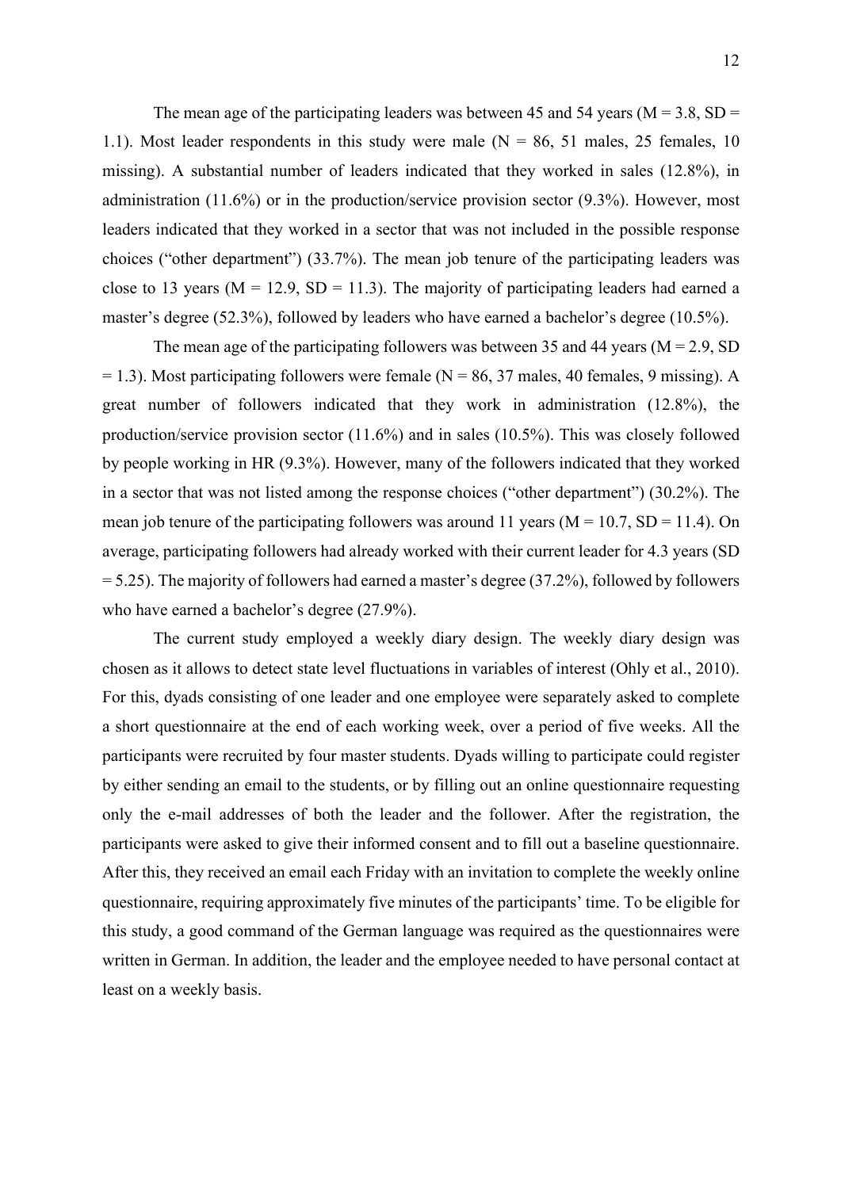The mean age of the participating leaders was between 45 and 54 years ($M = 3.8$, $SD = 1.1$). Most leader respondents in this study were male ($N = 86$, 51 males, 25 females, 10 missing). A substantial number of leaders indicated that they worked in sales (12.8%), in administration (11.6%) or in the production/service provision sector (9.3%). However, most leaders indicated that they worked in a sector that was not included in the possible response choices ("other department") (33.7%). The mean job tenure of the participating leaders was close to 13 years ($M = 12.9$, $SD = 11.3$). The majority of participating leaders had earned a master's degree (52.3%), followed by leaders who have earned a bachelor's degree (10.5%).

The mean age of the participating followers was between 35 and 44 years ($M = 2.9$, $SD = 1.3$). Most participating followers were female ($N = 86$, 37 males, 40 females, 9 missing). A great number of followers indicated that they work in administration (12.8%), the production/service provision sector (11.6%) and in sales (10.5%). This was closely followed by people working in HR (9.3%). However, many of the followers indicated that they worked in a sector that was not listed among the response choices ("other department") (30.2%). The mean job tenure of the participating followers was around 11 years ($M = 10.7$, $SD = 11.4$). On average, participating followers had already worked with their current leader for 4.3 years ($SD = 5.25$). The majority of followers had earned a master's degree (37.2%), followed by followers who have earned a bachelor's degree (27.9%).

The current study employed a weekly diary design. The weekly diary design was chosen as it allows to detect state level fluctuations in variables of interest (Ohly et al., 2010). For this, dyads consisting of one leader and one employee were separately asked to complete a short questionnaire at the end of each working week, over a period of five weeks. All the participants were recruited by four master students. Dyads willing to participate could register by either sending an email to the students, or by filling out an online questionnaire requesting only the e-mail addresses of both the leader and the follower. After the registration, the participants were asked to give their informed consent and to fill out a baseline questionnaire. After this, they received an email each Friday with an invitation to complete the weekly online questionnaire, requiring approximately five minutes of the participants' time. To be eligible for this study, a good command of the German language was required as the questionnaires were written in German. In addition, the leader and the employee needed to have personal contact at least on a weekly basis.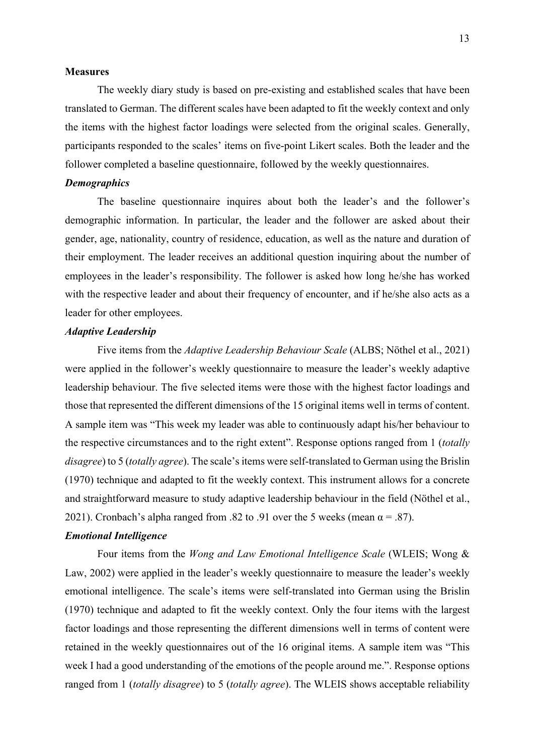## Measures

The weekly diary study is based on pre-existing and established scales that have been translated to German. The different scales have been adapted to fit the weekly context and only the items with the highest factor loadings were selected from the original scales. Generally, participants responded to the scales' items on five-point Likert scales. Both the leader and the follower completed a baseline questionnaire, followed by the weekly questionnaires.

### *Demographics*

The baseline questionnaire inquires about both the leader's and the follower's demographic information. In particular, the leader and the follower are asked about their gender, age, nationality, country of residence, education, as well as the nature and duration of their employment. The leader receives an additional question inquiring about the number of employees in the leader's responsibility. The follower is asked how long he/she has worked with the respective leader and about their frequency of encounter, and if he/she also acts as a leader for other employees.

### *Adaptive Leadership*

Five items from the *Adaptive Leadership Behaviour Scale* (ALBS; Nöthel et al., 2021) were applied in the follower's weekly questionnaire to measure the leader's weekly adaptive leadership behaviour. The five selected items were those with the highest factor loadings and those that represented the different dimensions of the 15 original items well in terms of content. A sample item was "This week my leader was able to continuously adapt his/her behaviour to the respective circumstances and to the right extent". Response options ranged from 1 (*totally disagree*) to 5 (*totally agree*). The scale's items were self-translated to German using the Brislin (1970) technique and adapted to fit the weekly context. This instrument allows for a concrete and straightforward measure to study adaptive leadership behaviour in the field (Nöthel et al., 2021). Cronbach's alpha ranged from .82 to .91 over the 5 weeks (mean $\alpha = .87$).

### *Emotional Intelligence*

Four items from the *Wong and Law Emotional Intelligence Scale* (WLEIS; Wong & Law, 2002) were applied in the leader's weekly questionnaire to measure the leader's weekly emotional intelligence. The scale's items were self-translated into German using the Brislin (1970) technique and adapted to fit the weekly context. Only the four items with the largest factor loadings and those representing the different dimensions well in terms of content were retained in the weekly questionnaires out of the 16 original items. A sample item was "This week I had a good understanding of the emotions of the people around me.". Response options ranged from 1 (*totally disagree*) to 5 (*totally agree*). The WLEIS shows acceptable reliability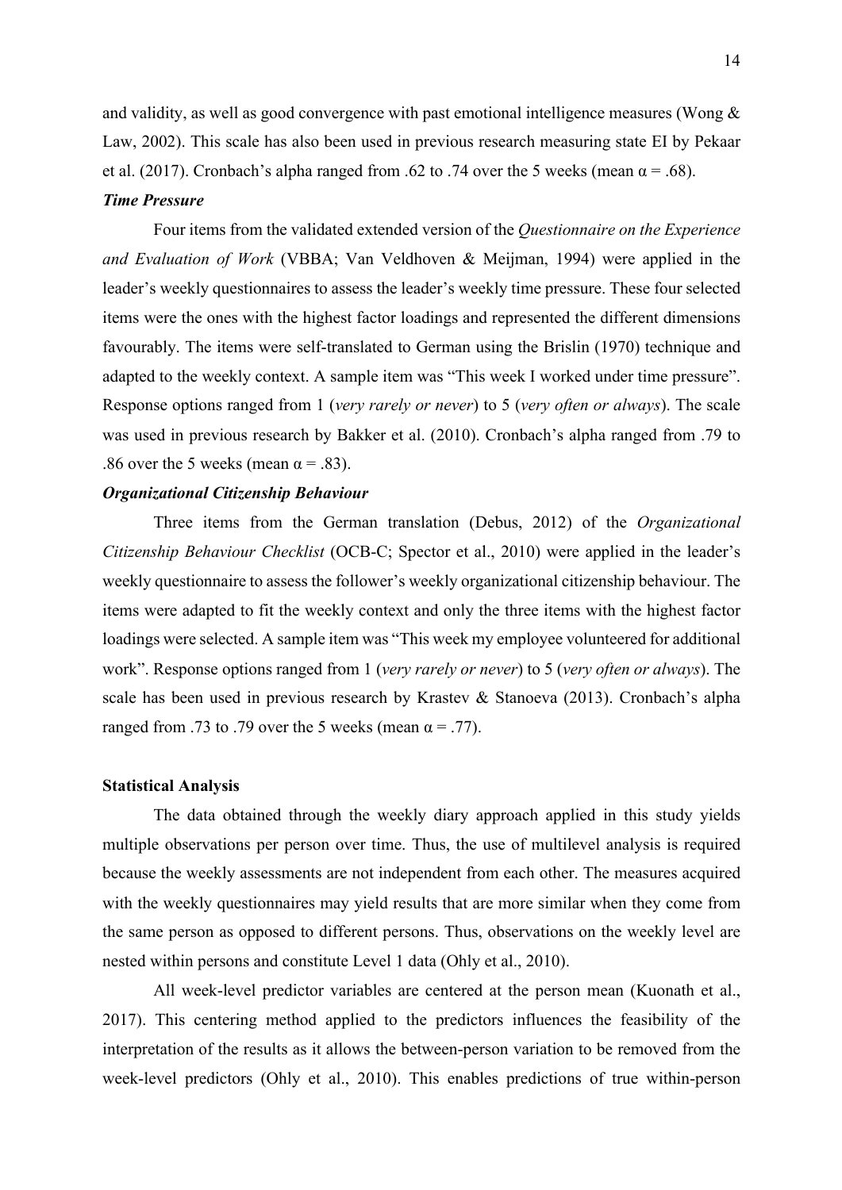and validity, as well as good convergence with past emotional intelligence measures (Wong & Law, 2002). This scale has also been used in previous research measuring state EI by Pekaar et al. (2017). Cronbach's alpha ranged from .62 to .74 over the 5 weeks (mean $\alpha = .68$).

### *Time Pressure*

Four items from the validated extended version of the *Questionnaire on the Experience and Evaluation of Work* (VBBA; Van Veldhoven & Meijman, 1994) were applied in the leader's weekly questionnaires to assess the leader's weekly time pressure. These four selected items were the ones with the highest factor loadings and represented the different dimensions favourably. The items were self-translated to German using the Brislin (1970) technique and adapted to the weekly context. A sample item was "This week I worked under time pressure". Response options ranged from 1 (*very rarely or never*) to 5 (*very often or always*). The scale was used in previous research by Bakker et al. (2010). Cronbach's alpha ranged from .79 to .86 over the 5 weeks (mean $\alpha = .83$).

### *Organizational Citizenship Behaviour*

Three items from the German translation (Debus, 2012) of the *Organizational Citizenship Behaviour Checklist* (OCB-C; Spector et al., 2010) were applied in the leader's weekly questionnaire to assess the follower's weekly organizational citizenship behaviour. The items were adapted to fit the weekly context and only the three items with the highest factor loadings were selected. A sample item was "This week my employee volunteered for additional work". Response options ranged from 1 (*very rarely or never*) to 5 (*very often or always*). The scale has been used in previous research by Krastev & Stanoeva (2013). Cronbach's alpha ranged from .73 to .79 over the 5 weeks (mean $\alpha = .77$).

## **Statistical Analysis**

The data obtained through the weekly diary approach applied in this study yields multiple observations per person over time. Thus, the use of multilevel analysis is required because the weekly assessments are not independent from each other. The measures acquired with the weekly questionnaires may yield results that are more similar when they come from the same person as opposed to different persons. Thus, observations on the weekly level are nested within persons and constitute Level 1 data (Ohly et al., 2010).

All week-level predictor variables are centered at the person mean (Kuonath et al., 2017). This centering method applied to the predictors influences the feasibility of the interpretation of the results as it allows the between-person variation to be removed from the week-level predictors (Ohly et al., 2010). This enables predictions of true within-person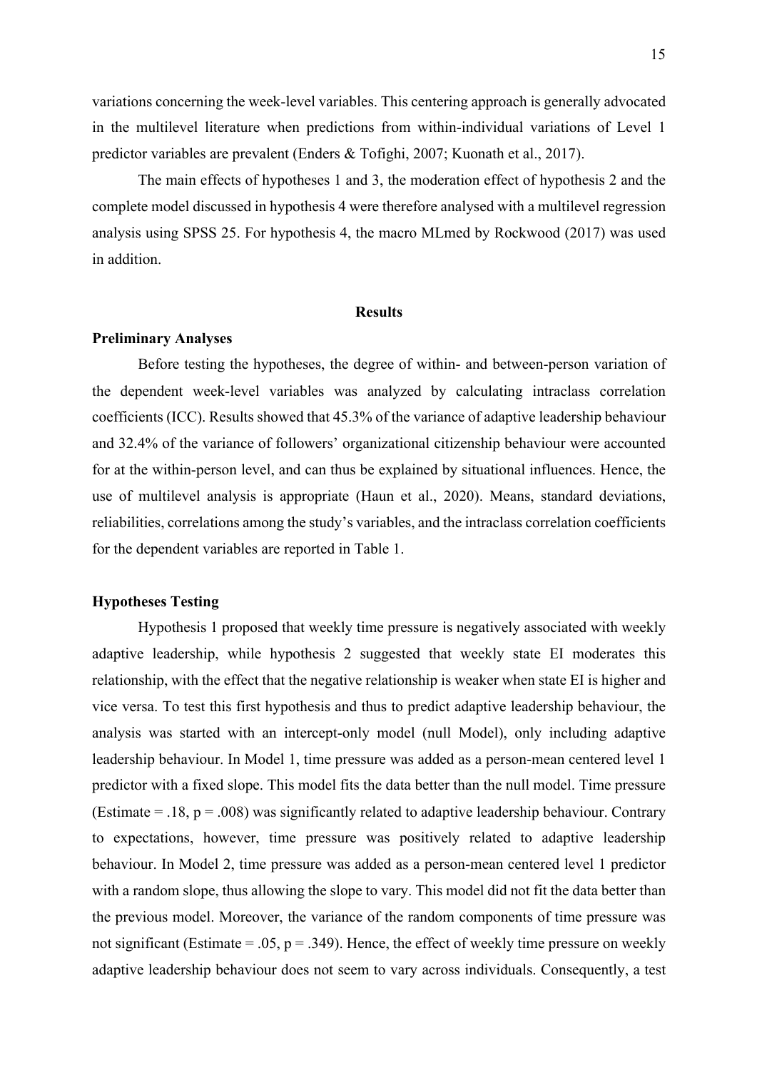variations concerning the week-level variables. This centering approach is generally advocated in the multilevel literature when predictions from within-individual variations of Level 1 predictor variables are prevalent (Enders & Tofighi, 2007; Kuonath et al., 2017).

The main effects of hypotheses 1 and 3, the moderation effect of hypothesis 2 and the complete model discussed in hypothesis 4 were therefore analysed with a multilevel regression analysis using SPSS 25. For hypothesis 4, the macro MLmed by Rockwood (2017) was used in addition.

## Results

### Preliminary Analyses

Before testing the hypotheses, the degree of within- and between-person variation of the dependent week-level variables was analyzed by calculating intraclass correlation coefficients (ICC). Results showed that 45.3% of the variance of adaptive leadership behaviour and 32.4% of the variance of followers' organizational citizenship behaviour were accounted for at the within-person level, and can thus be explained by situational influences. Hence, the use of multilevel analysis is appropriate (Haun et al., 2020). Means, standard deviations, reliabilities, correlations among the study's variables, and the intraclass correlation coefficients for the dependent variables are reported in Table 1.

### Hypotheses Testing

Hypothesis 1 proposed that weekly time pressure is negatively associated with weekly adaptive leadership, while hypothesis 2 suggested that weekly state EI moderates this relationship, with the effect that the negative relationship is weaker when state EI is higher and vice versa. To test this first hypothesis and thus to predict adaptive leadership behaviour, the analysis was started with an intercept-only model (null Model), only including adaptive leadership behaviour. In Model 1, time pressure was added as a person-mean centered level 1 predictor with a fixed slope. This model fits the data better than the null model. Time pressure (Estimate = .18, $p = .008$) was significantly related to adaptive leadership behaviour. Contrary to expectations, however, time pressure was positively related to adaptive leadership behaviour. In Model 2, time pressure was added as a person-mean centered level 1 predictor with a random slope, thus allowing the slope to vary. This model did not fit the data better than the previous model. Moreover, the variance of the random components of time pressure was not significant (Estimate = .05, $p = .349$). Hence, the effect of weekly time pressure on weekly adaptive leadership behaviour does not seem to vary across individuals. Consequently, a test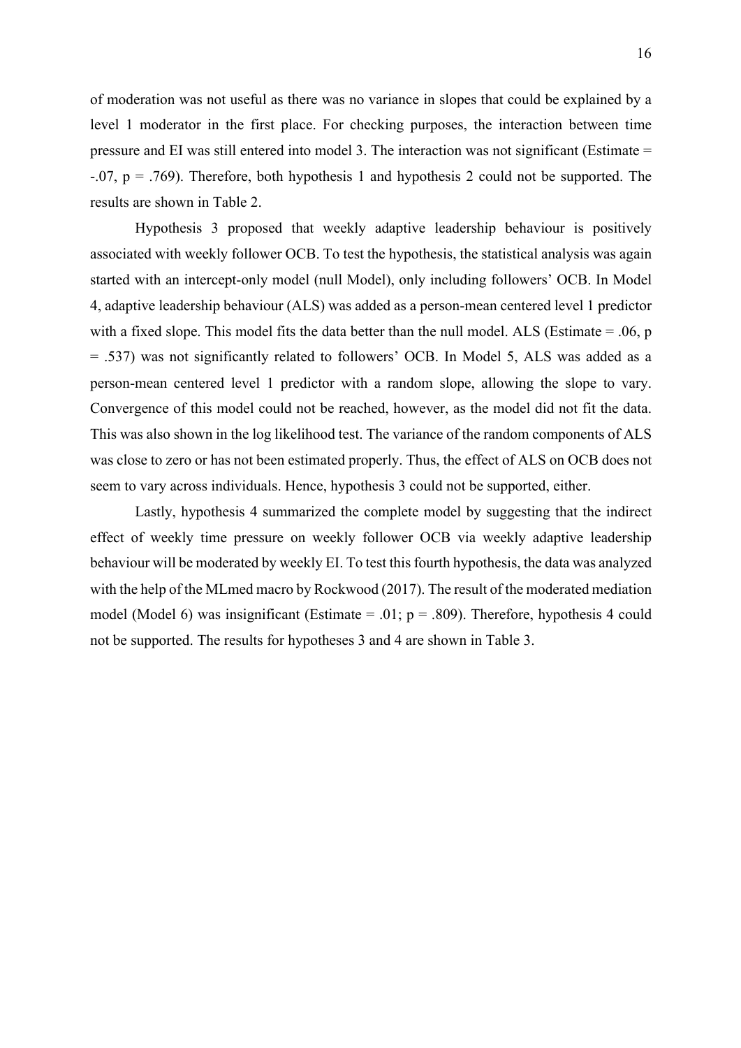of moderation was not useful as there was no variance in slopes that could be explained by a level 1 moderator in the first place. For checking purposes, the interaction between time pressure and EI was still entered into model 3. The interaction was not significant (Estimate = -.07, p = .769). Therefore, both hypothesis 1 and hypothesis 2 could not be supported. The results are shown in Table 2.

Hypothesis 3 proposed that weekly adaptive leadership behaviour is positively associated with weekly follower OCB. To test the hypothesis, the statistical analysis was again started with an intercept-only model (null Model), only including followers' OCB. In Model 4, adaptive leadership behaviour (ALS) was added as a person-mean centered level 1 predictor with a fixed slope. This model fits the data better than the null model. ALS (Estimate = .06, p = .537) was not significantly related to followers' OCB. In Model 5, ALS was added as a person-mean centered level 1 predictor with a random slope, allowing the slope to vary. Convergence of this model could not be reached, however, as the model did not fit the data. This was also shown in the log likelihood test. The variance of the random components of ALS was close to zero or has not been estimated properly. Thus, the effect of ALS on OCB does not seem to vary across individuals. Hence, hypothesis 3 could not be supported, either.

Lastly, hypothesis 4 summarized the complete model by suggesting that the indirect effect of weekly time pressure on weekly follower OCB via weekly adaptive leadership behaviour will be moderated by weekly EI. To test this fourth hypothesis, the data was analyzed with the help of the MLmed macro by Rockwood (2017). The result of the moderated mediation model (Model 6) was insignificant (Estimate = .01; p = .809). Therefore, hypothesis 4 could not be supported. The results for hypotheses 3 and 4 are shown in Table 3.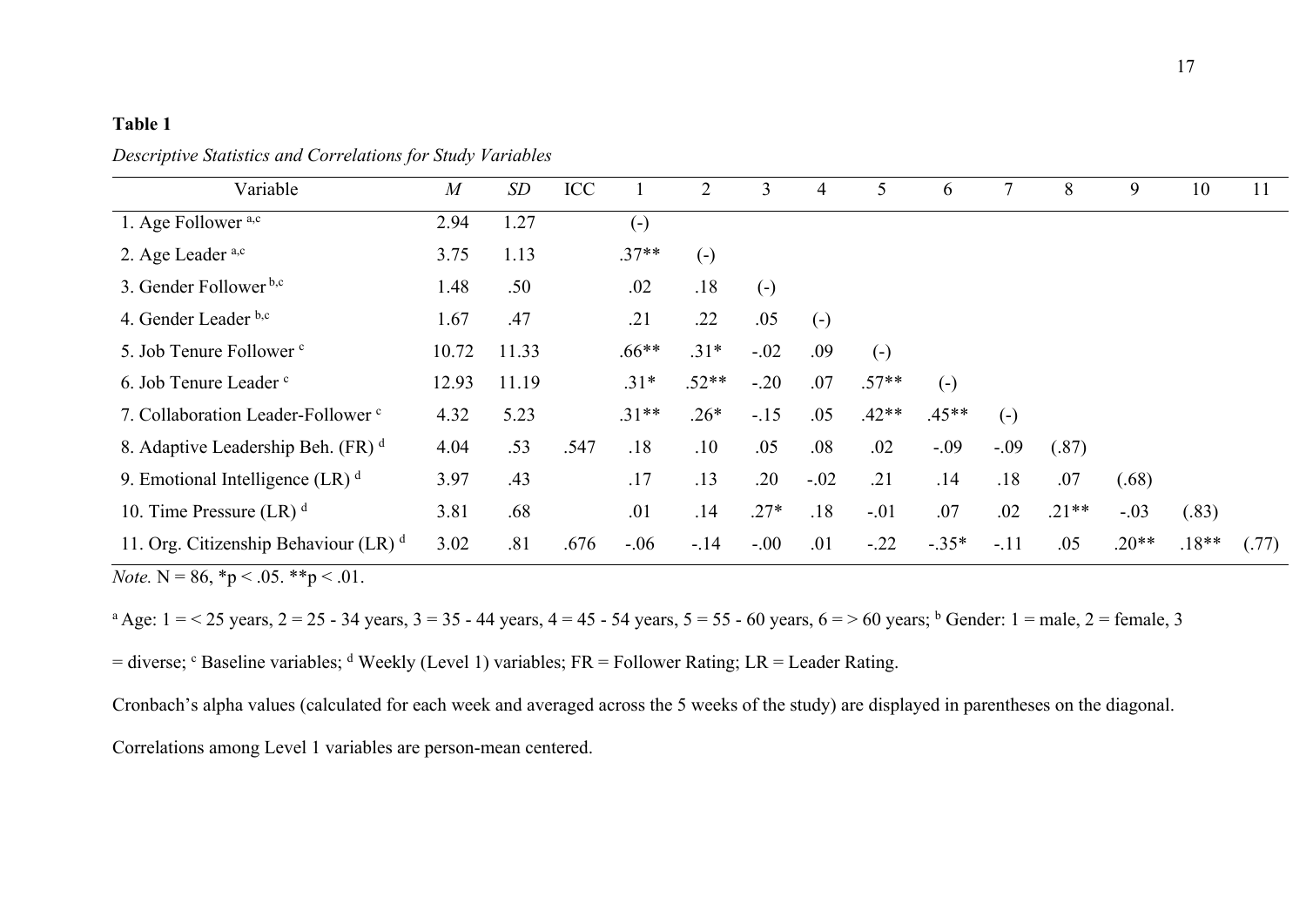**Table 1**

*Descriptive Statistics and Correlations for Study Variables*

| Variable | *M* | *SD* | ICC | 1 | 2 | 3 | 4 | 5 | 6 | 7 | 8 | 9 | 10 | 11 |
|---|---|---|---|---|---|---|---|---|---|---|---|---|---|---|
| 1. Age Follower [a,c] | 2.94 | 1.27 | | (-) | | | | | | | | | | |
| 2. Age Leader [a,c] | 3.75 | 1.13 | | .37** | (-) | | | | | | | | | |
| 3. Gender Follower [b,c] | 1.48 | .50 | | .02 | .18 | (-) | | | | | | | | |
| 4. Gender Leader [b,c] | 1.67 | .47 | | .21 | .22 | .05 | (-) | | | | | | | |
| 5. Job Tenure Follower [c] | 10.72 | 11.33 | | .66** | .31* | -.02 | .09 | (-) | | | | | | |
| 6. Job Tenure Leader [c] | 12.93 | 11.19 | | .31* | .52** | -.20 | .07 | .57** | (-) | | | | | |
| 7. Collaboration Leader-Follower [c] | 4.32 | 5.23 | | .31** | .26* | -.15 | .05 | .42** | .45** | (-) | | | | |
| 8. Adaptive Leadership Beh. (FR) [d] | 4.04 | .53 | .547 | .18 | .10 | .05 | .08 | .02 | -.09 | -.09 | (.87) | | | |
| 9. Emotional Intelligence (LR) [d] | 3.97 | .43 | | .17 | .13 | .20 | -.02 | .21 | .14 | .18 | .07 | (.68) | | |
| 10. Time Pressure (LR) [d] | 3.81 | .68 | | .01 | .14 | .27* | .18 | -.01 | .07 | .02 | .21** | -.03 | (.83) | |
| 11. Org. Citizenship Behaviour (LR) [d] | 3.02 | .81 | .676 | -.06 | -.14 | -.00 | .01 | -.22 | -.35* | -.11 | .05 | .20** | .18** | (.77) |

*Note.* N = 86, *p < .05. **p < .01.

[a] Age: 1 = < 25 years, 2 = 25 - 34 years, 3 = 35 - 44 years, 4 = 45 - 54 years, 5 = 55 - 60 years, 6 = > 60 years; [b] Gender: 1 = male, 2 = female, 3 = diverse; [c] Baseline variables; [d] Weekly (Level 1) variables; FR = Follower Rating; LR = Leader Rating.

Cronbach's alpha values (calculated for each week and averaged across the 5 weeks of the study) are displayed in parentheses on the diagonal.

Correlations among Level 1 variables are person-mean centered.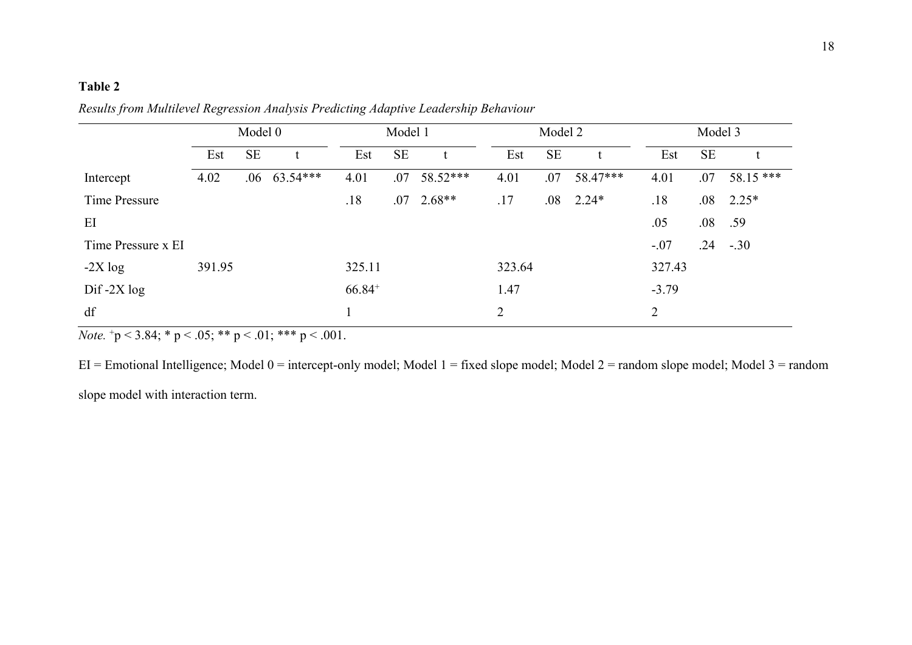**Table 2**

*Results from Multilevel Regression Analysis Predicting Adaptive Leadership Behaviour*

| | Model 0 | | | Model 1 | | | Model 2 | | | Model 3 | | |
|---|---|---|---|---|---|---|---|---|---|---|---|---|
| | Est | SE | t | Est | SE | t | Est | SE | t | Est | SE | t |
| Intercept | 4.02 | .06 | 63.54*** | 4.01 | .07 | 58.52*** | 4.01 | .07 | 58.47*** | 4.01 | .07 | 58.15 *** |
| Time Pressure | | | | .18 | .07 | 2.68** | .17 | .08 | 2.24* | .18 | .08 | 2.25* |
| EI | | | | | | | | | | .05 | .08 | .59 |
| Time Pressure x EI | | | | | | | | | | -.07 | .24 | -.30 |
| -2X log | 391.95 | | | 325.11 | | | 323.64 | | | 327.43 | | |
| Dif -2X log | | | | $66.84^{+}$ | | | 1.47 | | | -3.79 | | |
| df | | | | 1 | | | 2 | | | 2 | | |

*Note.* $^{+}p < 3.84$; * $p < .05$; ** $p < .01$; *** $p < .001$.

EI = Emotional Intelligence; Model 0 = intercept-only model; Model 1 = fixed slope model; Model 2 = random slope model; Model 3 = random slope model with interaction term.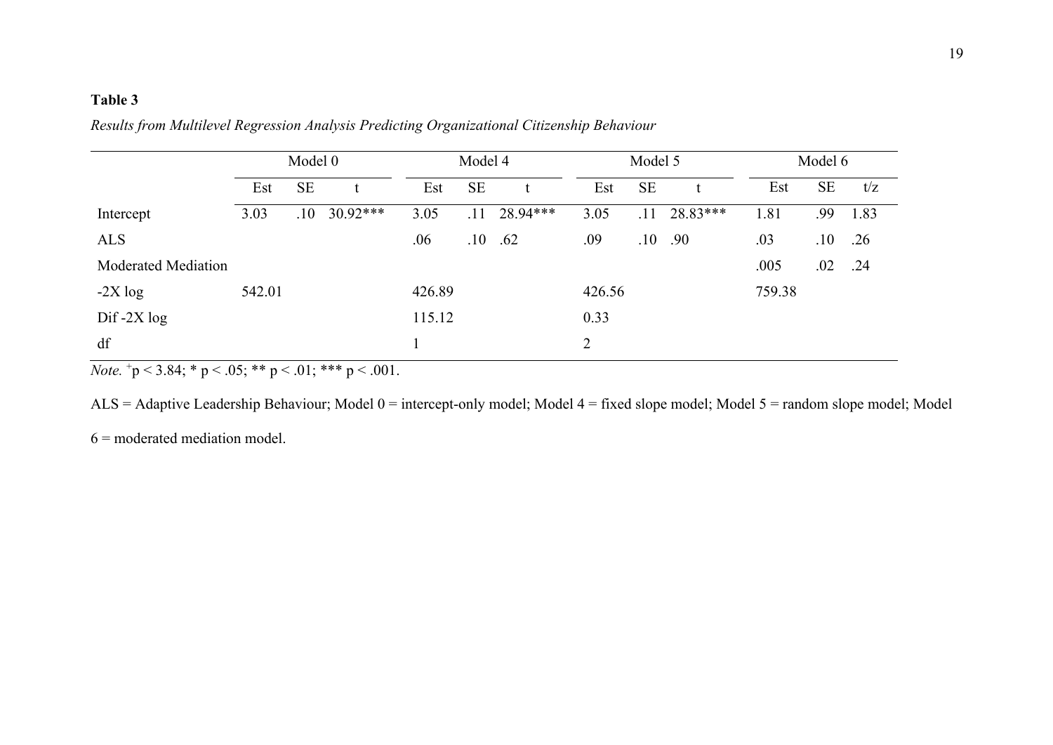**Table 3**

*Results from Multilevel Regression Analysis Predicting Organizational Citizenship Behaviour*

| | Model 0 | | | Model 4 | | | Model 5 | | | Model 6 | | |
|---|---|---|---|---|---|---|---|---|---|---|---|---|
| | Est | SE | t | Est | SE | t | Est | SE | t | Est | SE | t/z |
| Intercept | 3.03 | .10 | 30.92*** | 3.05 | .11 | 28.94*** | 3.05 | .11 | 28.83*** | 1.81 | .99 | 1.83 |
| ALS | | | | .06 | .10 | .62 | .09 | .10 | .90 | .03 | .10 | .26 |
| Moderated Mediation | | | | | | | | | | .005 | .02 | .24 |
| -2X log | 542.01 | | | 426.89 | | | 426.56 | | | 759.38 | | |
| Dif -2X log | | | | 115.12 | | | 0.33 | | | | | |
| df | | | | 1 | | | 2 | | | | | |

*Note.* $^{+}p < 3.84$; * $p < .05$; ** $p < .01$; *** $p < .001$.

ALS = Adaptive Leadership Behaviour; Model 0 = intercept-only model; Model 4 = fixed slope model; Model 5 = random slope model; Model 6 = moderated mediation model.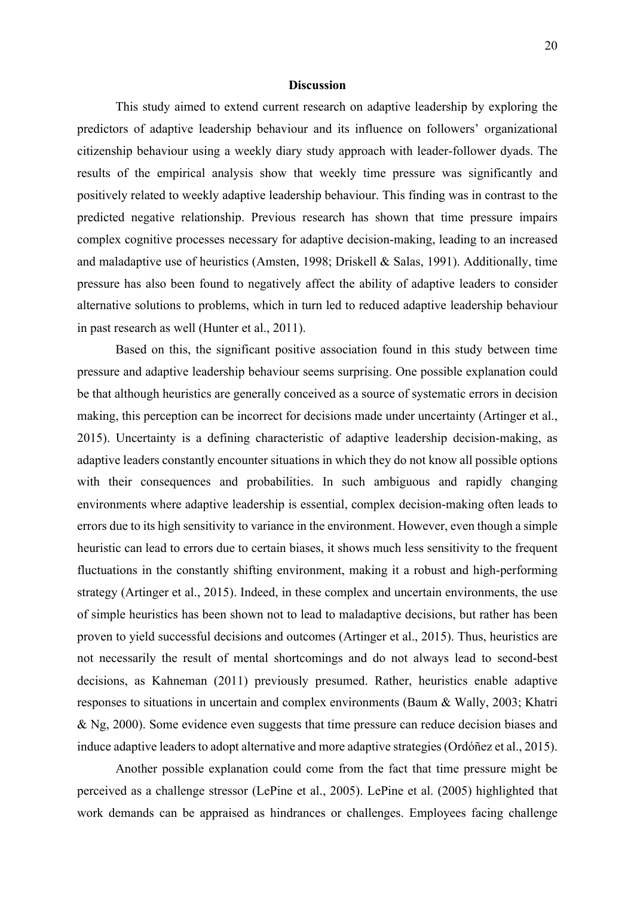## Discussion

This study aimed to extend current research on adaptive leadership by exploring the predictors of adaptive leadership behaviour and its influence on followers' organizational citizenship behaviour using a weekly diary study approach with leader-follower dyads. The results of the empirical analysis show that weekly time pressure was significantly and positively related to weekly adaptive leadership behaviour. This finding was in contrast to the predicted negative relationship. Previous research has shown that time pressure impairs complex cognitive processes necessary for adaptive decision-making, leading to an increased and maladaptive use of heuristics (Amsten, 1998; Driskell & Salas, 1991). Additionally, time pressure has also been found to negatively affect the ability of adaptive leaders to consider alternative solutions to problems, which in turn led to reduced adaptive leadership behaviour in past research as well (Hunter et al., 2011).

Based on this, the significant positive association found in this study between time pressure and adaptive leadership behaviour seems surprising. One possible explanation could be that although heuristics are generally conceived as a source of systematic errors in decision making, this perception can be incorrect for decisions made under uncertainty (Artinger et al., 2015). Uncertainty is a defining characteristic of adaptive leadership decision-making, as adaptive leaders constantly encounter situations in which they do not know all possible options with their consequences and probabilities. In such ambiguous and rapidly changing environments where adaptive leadership is essential, complex decision-making often leads to errors due to its high sensitivity to variance in the environment. However, even though a simple heuristic can lead to errors due to certain biases, it shows much less sensitivity to the frequent fluctuations in the constantly shifting environment, making it a robust and high-performing strategy (Artinger et al., 2015). Indeed, in these complex and uncertain environments, the use of simple heuristics has been shown not to lead to maladaptive decisions, but rather has been proven to yield successful decisions and outcomes (Artinger et al., 2015). Thus, heuristics are not necessarily the result of mental shortcomings and do not always lead to second-best decisions, as Kahneman (2011) previously presumed. Rather, heuristics enable adaptive responses to situations in uncertain and complex environments (Baum & Wally, 2003; Khatri & Ng, 2000). Some evidence even suggests that time pressure can reduce decision biases and induce adaptive leaders to adopt alternative and more adaptive strategies (Ordóñez et al., 2015).

Another possible explanation could come from the fact that time pressure might be perceived as a challenge stressor (LePine et al., 2005). LePine et al. (2005) highlighted that work demands can be appraised as hindrances or challenges. Employees facing challenge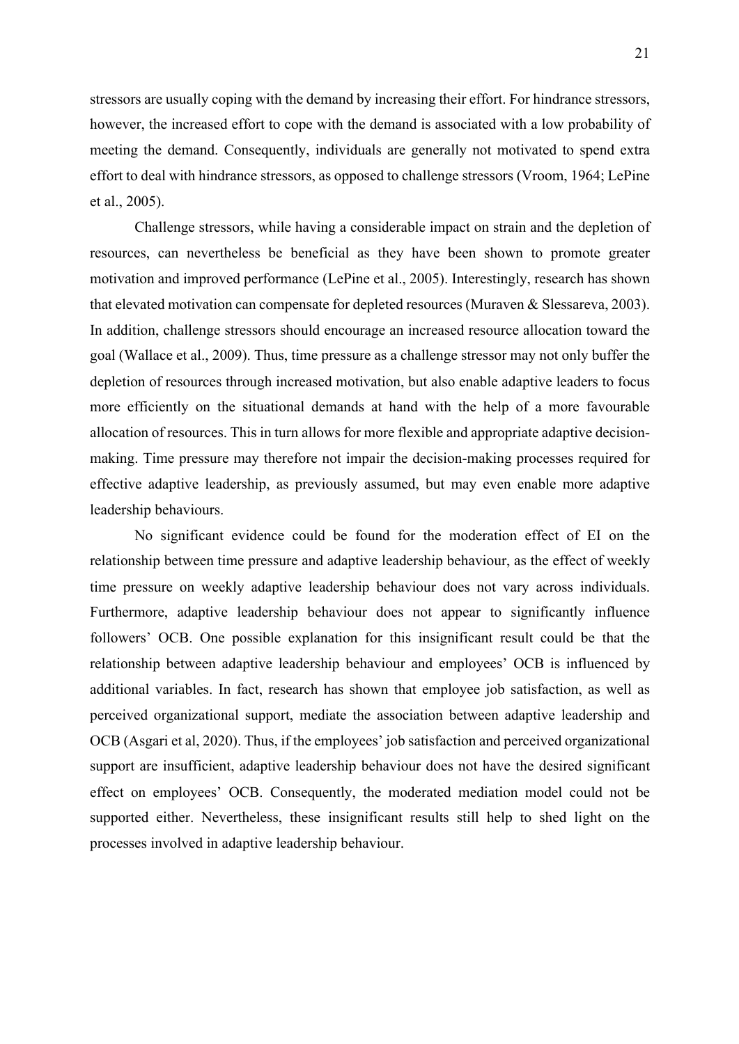stressors are usually coping with the demand by increasing their effort. For hindrance stressors, however, the increased effort to cope with the demand is associated with a low probability of meeting the demand. Consequently, individuals are generally not motivated to spend extra effort to deal with hindrance stressors, as opposed to challenge stressors (Vroom, 1964; LePine et al., 2005).

Challenge stressors, while having a considerable impact on strain and the depletion of resources, can nevertheless be beneficial as they have been shown to promote greater motivation and improved performance (LePine et al., 2005). Interestingly, research has shown that elevated motivation can compensate for depleted resources (Muraven & Slessareva, 2003). In addition, challenge stressors should encourage an increased resource allocation toward the goal (Wallace et al., 2009). Thus, time pressure as a challenge stressor may not only buffer the depletion of resources through increased motivation, but also enable adaptive leaders to focus more efficiently on the situational demands at hand with the help of a more favourable allocation of resources. This in turn allows for more flexible and appropriate adaptive decision-making. Time pressure may therefore not impair the decision-making processes required for effective adaptive leadership, as previously assumed, but may even enable more adaptive leadership behaviours.

No significant evidence could be found for the moderation effect of EI on the relationship between time pressure and adaptive leadership behaviour, as the effect of weekly time pressure on weekly adaptive leadership behaviour does not vary across individuals. Furthermore, adaptive leadership behaviour does not appear to significantly influence followers' OCB. One possible explanation for this insignificant result could be that the relationship between adaptive leadership behaviour and employees' OCB is influenced by additional variables. In fact, research has shown that employee job satisfaction, as well as perceived organizational support, mediate the association between adaptive leadership and OCB (Asgari et al, 2020). Thus, if the employees' job satisfaction and perceived organizational support are insufficient, adaptive leadership behaviour does not have the desired significant effect on employees' OCB. Consequently, the moderated mediation model could not be supported either. Nevertheless, these insignificant results still help to shed light on the processes involved in adaptive leadership behaviour.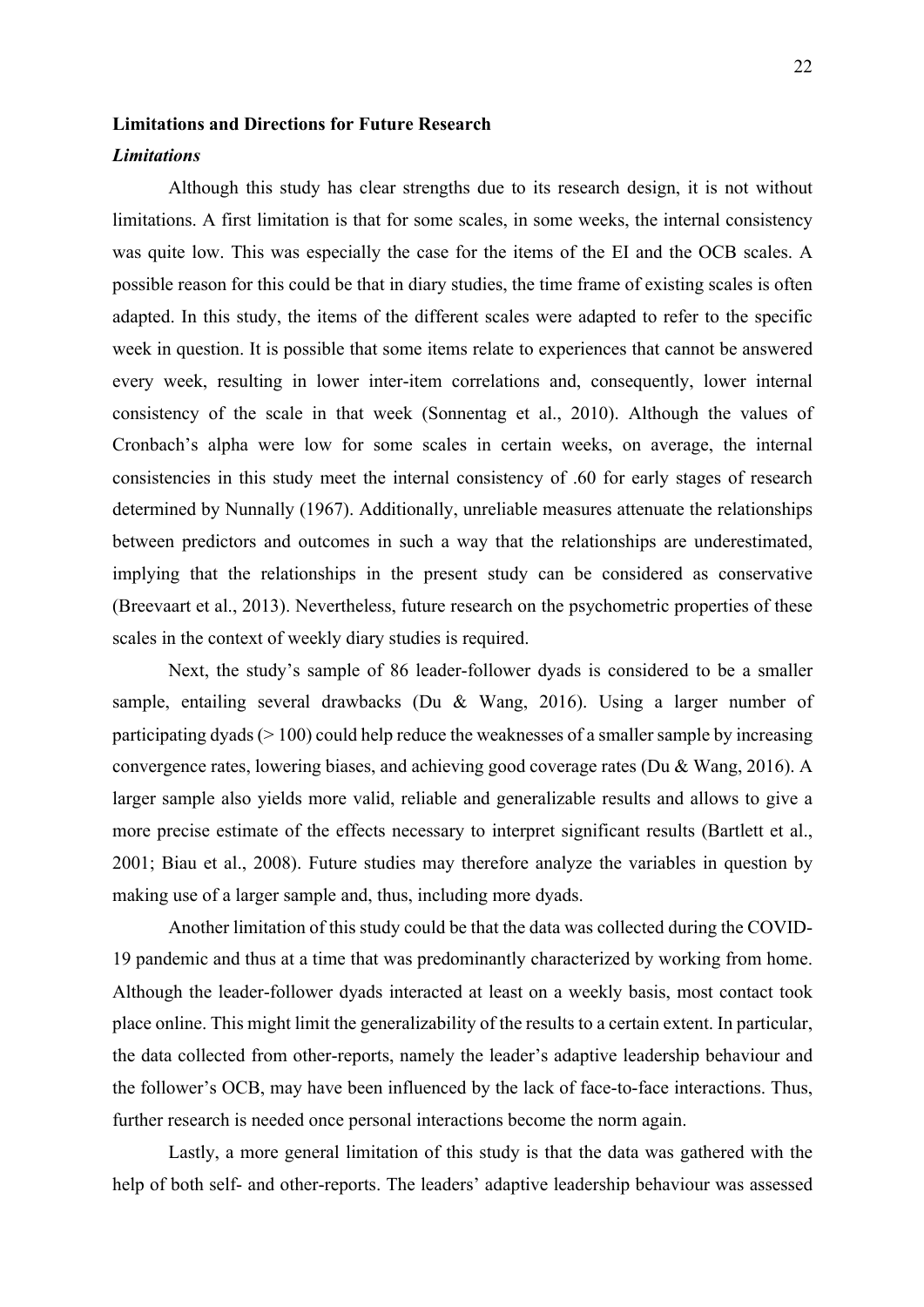## Limitations and Directions for Future Research

### *Limitations*

Although this study has clear strengths due to its research design, it is not without limitations. A first limitation is that for some scales, in some weeks, the internal consistency was quite low. This was especially the case for the items of the EI and the OCB scales. A possible reason for this could be that in diary studies, the time frame of existing scales is often adapted. In this study, the items of the different scales were adapted to refer to the specific week in question. It is possible that some items relate to experiences that cannot be answered every week, resulting in lower inter-item correlations and, consequently, lower internal consistency of the scale in that week (Sonnentag et al., 2010). Although the values of Cronbach's alpha were low for some scales in certain weeks, on average, the internal consistencies in this study meet the internal consistency of .60 for early stages of research determined by Nunnally (1967). Additionally, unreliable measures attenuate the relationships between predictors and outcomes in such a way that the relationships are underestimated, implying that the relationships in the present study can be considered as conservative (Breevaart et al., 2013). Nevertheless, future research on the psychometric properties of these scales in the context of weekly diary studies is required.

Next, the study's sample of 86 leader-follower dyads is considered to be a smaller sample, entailing several drawbacks (Du & Wang, 2016). Using a larger number of participating dyads (> 100) could help reduce the weaknesses of a smaller sample by increasing convergence rates, lowering biases, and achieving good coverage rates (Du & Wang, 2016). A larger sample also yields more valid, reliable and generalizable results and allows to give a more precise estimate of the effects necessary to interpret significant results (Bartlett et al., 2001; Biau et al., 2008). Future studies may therefore analyze the variables in question by making use of a larger sample and, thus, including more dyads.

Another limitation of this study could be that the data was collected during the COVID-19 pandemic and thus at a time that was predominantly characterized by working from home. Although the leader-follower dyads interacted at least on a weekly basis, most contact took place online. This might limit the generalizability of the results to a certain extent. In particular, the data collected from other-reports, namely the leader's adaptive leadership behaviour and the follower's OCB, may have been influenced by the lack of face-to-face interactions. Thus, further research is needed once personal interactions become the norm again.

Lastly, a more general limitation of this study is that the data was gathered with the help of both self- and other-reports. The leaders' adaptive leadership behaviour was assessed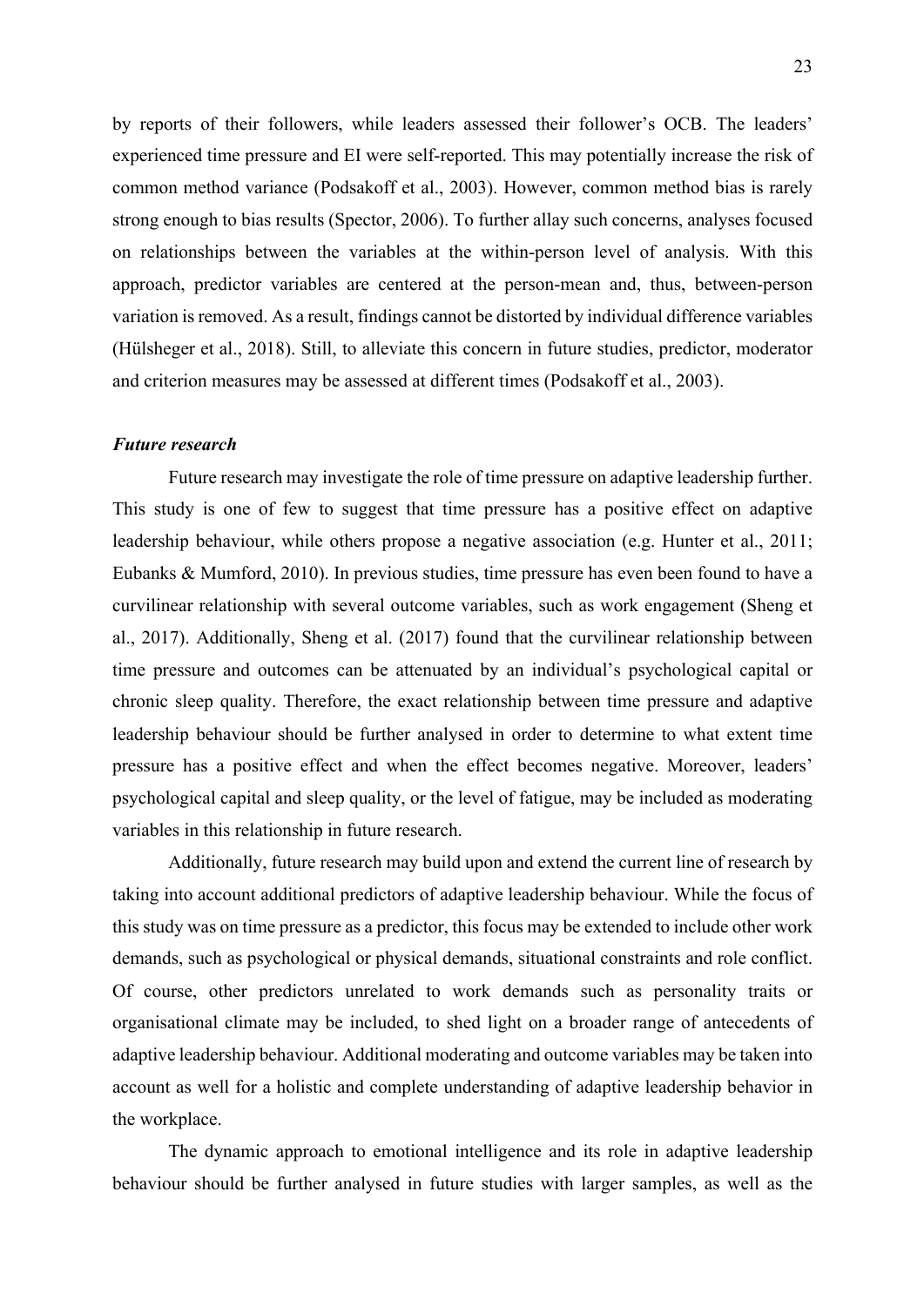by reports of their followers, while leaders assessed their follower's OCB. The leaders' experienced time pressure and EI were self-reported. This may potentially increase the risk of common method variance (Podsakoff et al., 2003). However, common method bias is rarely strong enough to bias results (Spector, 2006). To further allay such concerns, analyses focused on relationships between the variables at the within-person level of analysis. With this approach, predictor variables are centered at the person-mean and, thus, between-person variation is removed. As a result, findings cannot be distorted by individual difference variables (Hülsheger et al., 2018). Still, to alleviate this concern in future studies, predictor, moderator and criterion measures may be assessed at different times (Podsakoff et al., 2003).

### *Future research*

Future research may investigate the role of time pressure on adaptive leadership further. This study is one of few to suggest that time pressure has a positive effect on adaptive leadership behaviour, while others propose a negative association (e.g. Hunter et al., 2011; Eubanks & Mumford, 2010). In previous studies, time pressure has even been found to have a curvilinear relationship with several outcome variables, such as work engagement (Sheng et al., 2017). Additionally, Sheng et al. (2017) found that the curvilinear relationship between time pressure and outcomes can be attenuated by an individual's psychological capital or chronic sleep quality. Therefore, the exact relationship between time pressure and adaptive leadership behaviour should be further analysed in order to determine to what extent time pressure has a positive effect and when the effect becomes negative. Moreover, leaders' psychological capital and sleep quality, or the level of fatigue, may be included as moderating variables in this relationship in future research.

Additionally, future research may build upon and extend the current line of research by taking into account additional predictors of adaptive leadership behaviour. While the focus of this study was on time pressure as a predictor, this focus may be extended to include other work demands, such as psychological or physical demands, situational constraints and role conflict. Of course, other predictors unrelated to work demands such as personality traits or organisational climate may be included, to shed light on a broader range of antecedents of adaptive leadership behaviour. Additional moderating and outcome variables may be taken into account as well for a holistic and complete understanding of adaptive leadership behavior in the workplace.

The dynamic approach to emotional intelligence and its role in adaptive leadership behaviour should be further analysed in future studies with larger samples, as well as the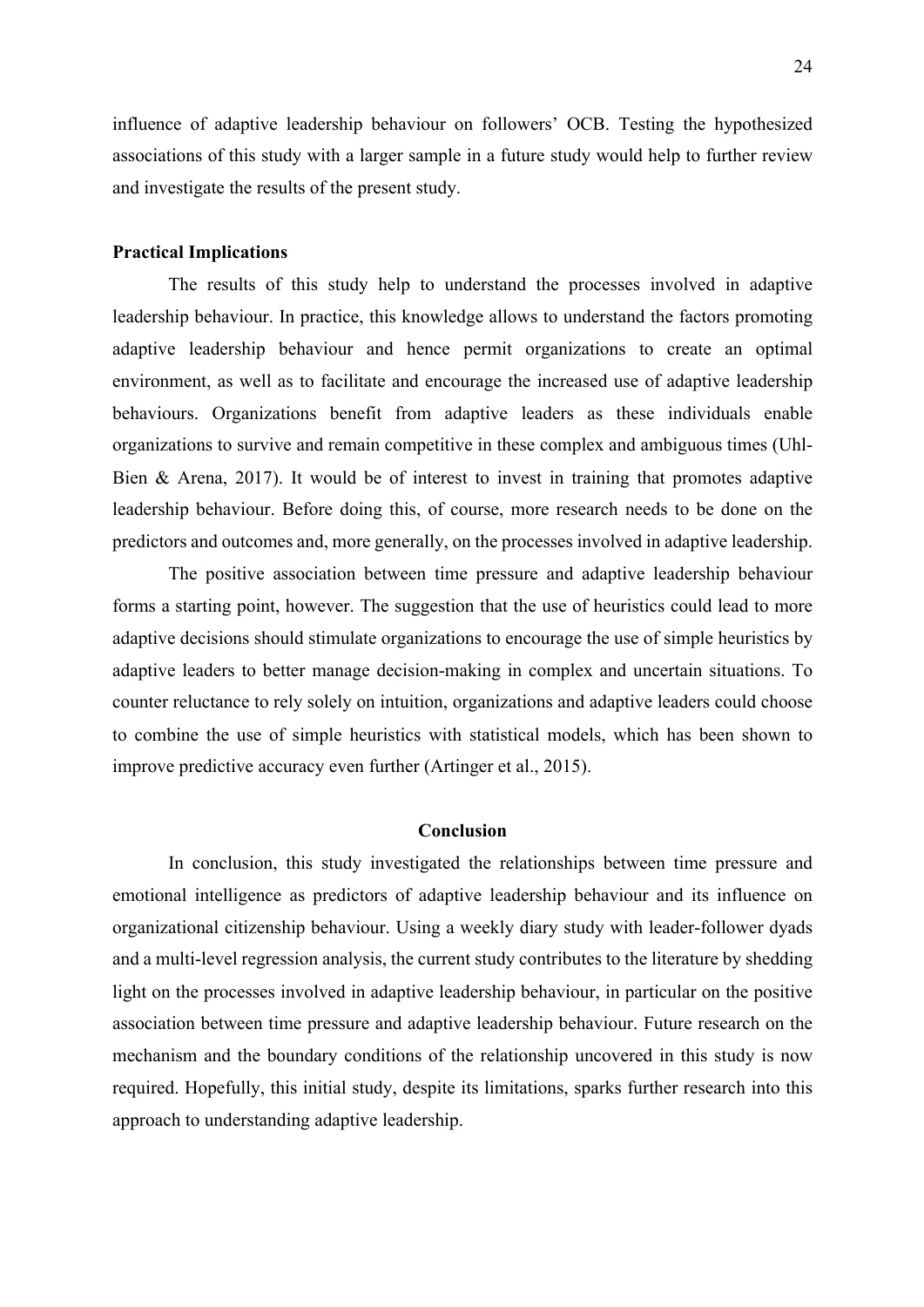influence of adaptive leadership behaviour on followers' OCB. Testing the hypothesized associations of this study with a larger sample in a future study would help to further review and investigate the results of the present study.

### Practical Implications

The results of this study help to understand the processes involved in adaptive leadership behaviour. In practice, this knowledge allows to understand the factors promoting adaptive leadership behaviour and hence permit organizations to create an optimal environment, as well as to facilitate and encourage the increased use of adaptive leadership behaviours. Organizations benefit from adaptive leaders as these individuals enable organizations to survive and remain competitive in these complex and ambiguous times (Uhl-Bien & Arena, 2017). It would be of interest to invest in training that promotes adaptive leadership behaviour. Before doing this, of course, more research needs to be done on the predictors and outcomes and, more generally, on the processes involved in adaptive leadership.

The positive association between time pressure and adaptive leadership behaviour forms a starting point, however. The suggestion that the use of heuristics could lead to more adaptive decisions should stimulate organizations to encourage the use of simple heuristics by adaptive leaders to better manage decision-making in complex and uncertain situations. To counter reluctance to rely solely on intuition, organizations and adaptive leaders could choose to combine the use of simple heuristics with statistical models, which has been shown to improve predictive accuracy even further (Artinger et al., 2015).

## Conclusion

In conclusion, this study investigated the relationships between time pressure and emotional intelligence as predictors of adaptive leadership behaviour and its influence on organizational citizenship behaviour. Using a weekly diary study with leader-follower dyads and a multi-level regression analysis, the current study contributes to the literature by shedding light on the processes involved in adaptive leadership behaviour, in particular on the positive association between time pressure and adaptive leadership behaviour. Future research on the mechanism and the boundary conditions of the relationship uncovered in this study is now required. Hopefully, this initial study, despite its limitations, sparks further research into this approach to understanding adaptive leadership.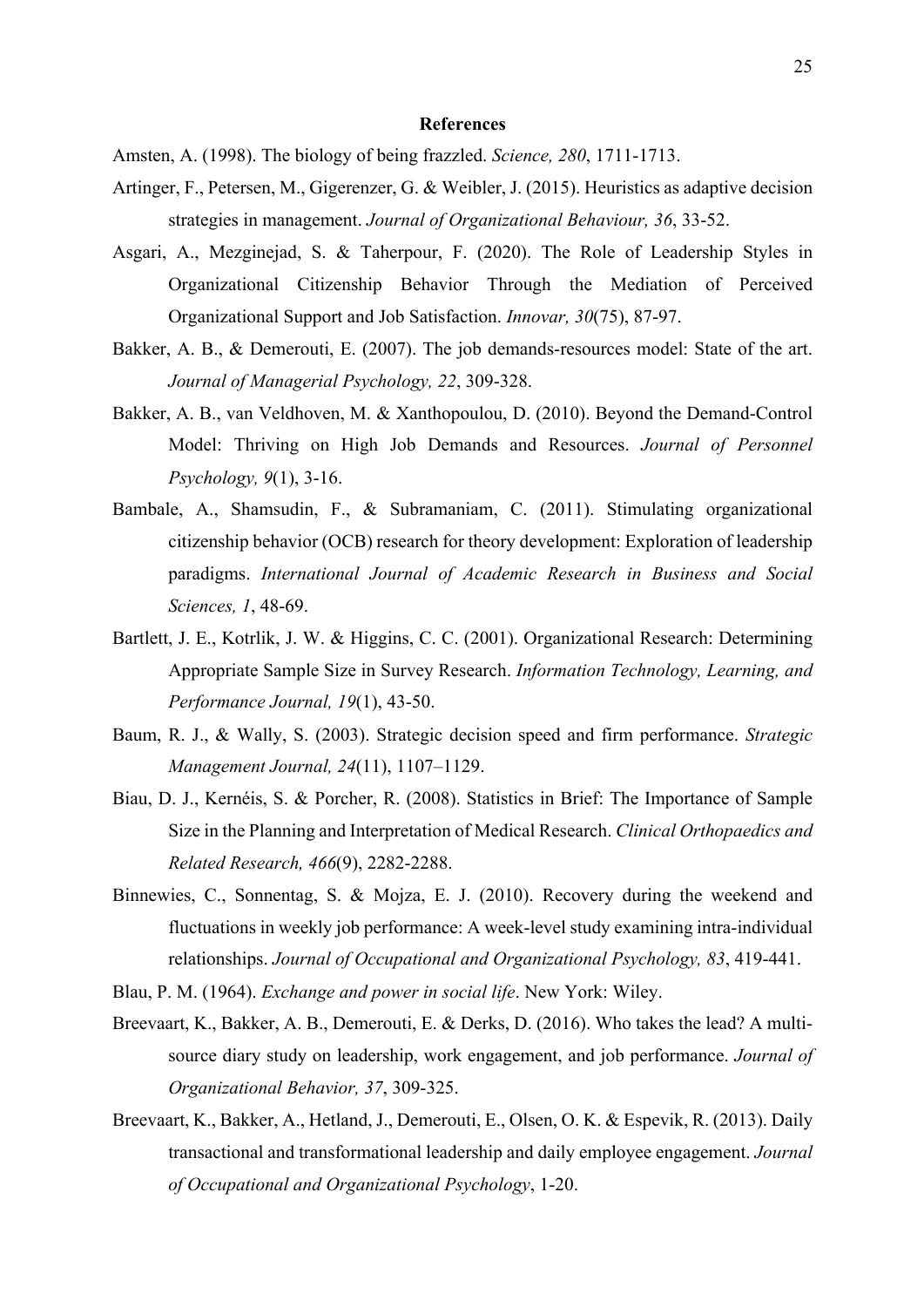## References

Amsten, A. (1998). The biology of being frazzled. *Science, 280*, 1711-1713.

Artinger, F., Petersen, M., Gigerenzer, G. & Weibler, J. (2015). Heuristics as adaptive decision strategies in management. *Journal of Organizational Behaviour, 36*, 33-52.

Asgari, A., Mezginejad, S. & Taherpour, F. (2020). The Role of Leadership Styles in Organizational Citizenship Behavior Through the Mediation of Perceived Organizational Support and Job Satisfaction. *Innovar, 30*(75), 87-97.

Bakker, A. B., & Demerouti, E. (2007). The job demands-resources model: State of the art. *Journal of Managerial Psychology, 22*, 309-328.

Bakker, A. B., van Veldhoven, M. & Xanthopoulou, D. (2010). Beyond the Demand-Control Model: Thriving on High Job Demands and Resources. *Journal of Personnel Psychology, 9*(1), 3-16.

Bambale, A., Shamsudin, F., & Subramaniam, C. (2011). Stimulating organizational citizenship behavior (OCB) research for theory development: Exploration of leadership paradigms. *International Journal of Academic Research in Business and Social Sciences, 1*, 48-69.

Bartlett, J. E., Kotrlik, J. W. & Higgins, C. C. (2001). Organizational Research: Determining Appropriate Sample Size in Survey Research. *Information Technology, Learning, and Performance Journal, 19*(1), 43-50.

Baum, R. J., & Wally, S. (2003). Strategic decision speed and firm performance. *Strategic Management Journal, 24*(11), 1107–1129.

Biau, D. J., Kernéis, S. & Porcher, R. (2008). Statistics in Brief: The Importance of Sample Size in the Planning and Interpretation of Medical Research. *Clinical Orthopaedics and Related Research, 466*(9), 2282-2288.

Binnewies, C., Sonnentag, S. & Mojza, E. J. (2010). Recovery during the weekend and fluctuations in weekly job performance: A week-level study examining intra-individual relationships. *Journal of Occupational and Organizational Psychology, 83*, 419-441.

Blau, P. M. (1964). *Exchange and power in social life*. New York: Wiley.

Breevaart, K., Bakker, A. B., Demerouti, E. & Derks, D. (2016). Who takes the lead? A multi-source diary study on leadership, work engagement, and job performance. *Journal of Organizational Behavior, 37*, 309-325.

Breevaart, K., Bakker, A., Hetland, J., Demerouti, E., Olsen, O. K. & Espevik, R. (2013). Daily transactional and transformational leadership and daily employee engagement. *Journal of Occupational and Organizational Psychology*, 1-20.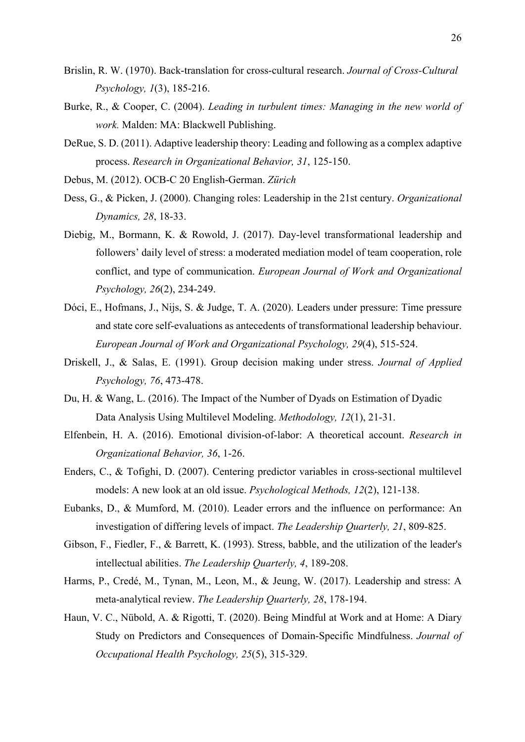Brislin, R. W. (1970). Back-translation for cross-cultural research. *Journal of Cross-Cultural Psychology, 1*(3), 185-216.

Burke, R., & Cooper, C. (2004). *Leading in turbulent times: Managing in the new world of work.* Malden: MA: Blackwell Publishing.

DeRue, S. D. (2011). Adaptive leadership theory: Leading and following as a complex adaptive process. *Research in Organizational Behavior, 31*, 125-150.

Debus, M. (2012). OCB-C 20 English-German. *Zürich*

Dess, G., & Picken, J. (2000). Changing roles: Leadership in the 21st century. *Organizational Dynamics, 28*, 18-33.

Diebig, M., Bormann, K. & Rowold, J. (2017). Day-level transformational leadership and followers' daily level of stress: a moderated mediation model of team cooperation, role conflict, and type of communication. *European Journal of Work and Organizational Psychology, 26*(2), 234-249.

Dóci, E., Hofmans, J., Nijs, S. & Judge, T. A. (2020). Leaders under pressure: Time pressure and state core self-evaluations as antecedents of transformational leadership behaviour. *European Journal of Work and Organizational Psychology, 29*(4), 515-524.

Driskell, J., & Salas, E. (1991). Group decision making under stress. *Journal of Applied Psychology, 76*, 473-478.

Du, H. & Wang, L. (2016). The Impact of the Number of Dyads on Estimation of Dyadic Data Analysis Using Multilevel Modeling. *Methodology, 12*(1), 21-31.

Elfenbein, H. A. (2016). Emotional division-of-labor: A theoretical account. *Research in Organizational Behavior, 36*, 1-26.

Enders, C., & Tofighi, D. (2007). Centering predictor variables in cross-sectional multilevel models: A new look at an old issue. *Psychological Methods, 12*(2), 121-138.

Eubanks, D., & Mumford, M. (2010). Leader errors and the influence on performance: An investigation of differing levels of impact. *The Leadership Quarterly, 21*, 809-825.

Gibson, F., Fiedler, F., & Barrett, K. (1993). Stress, babble, and the utilization of the leader's intellectual abilities. *The Leadership Quarterly, 4*, 189-208.

Harms, P., Credé, M., Tynan, M., Leon, M., & Jeung, W. (2017). Leadership and stress: A meta-analytical review. *The Leadership Quarterly, 28*, 178-194.

Haun, V. C., Nübold, A. & Rigotti, T. (2020). Being Mindful at Work and at Home: A Diary Study on Predictors and Consequences of Domain-Specific Mindfulness. *Journal of Occupational Health Psychology, 25*(5), 315-329.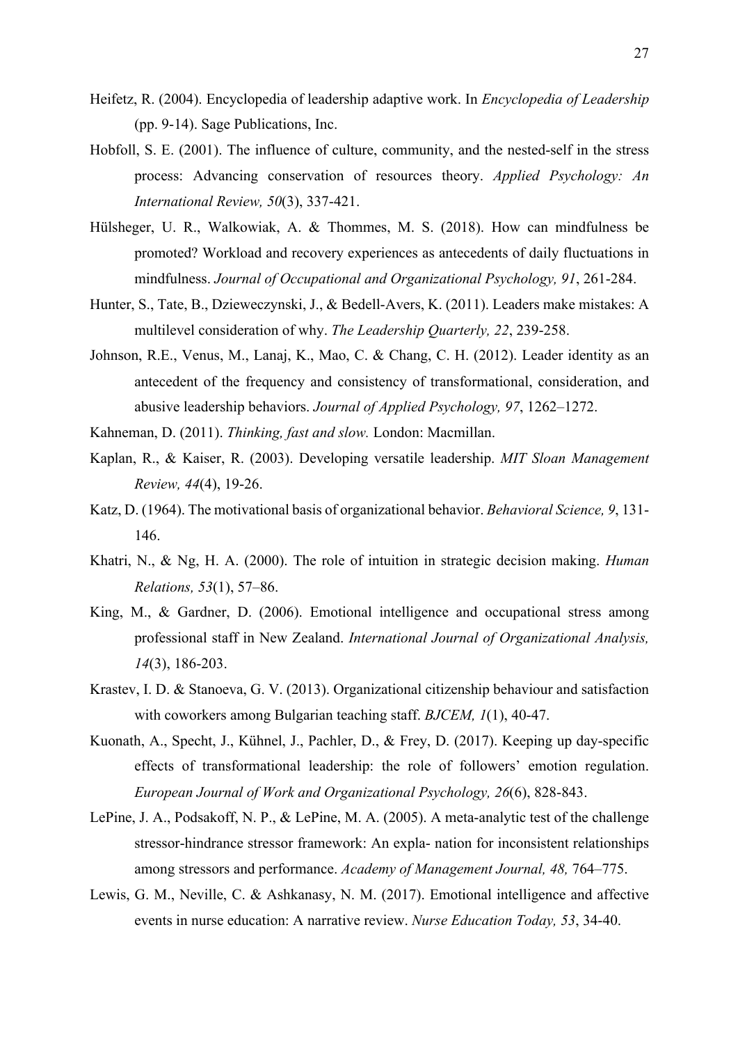Heifetz, R. (2004). Encyclopedia of leadership adaptive work. In *Encyclopedia of Leadership* (pp. 9-14). Sage Publications, Inc.

Hobfoll, S. E. (2001). The influence of culture, community, and the nested-self in the stress process: Advancing conservation of resources theory. *Applied Psychology: An International Review, 50*(3), 337-421.

Hülsheger, U. R., Walkowiak, A. & Thommes, M. S. (2018). How can mindfulness be promoted? Workload and recovery experiences as antecedents of daily fluctuations in mindfulness. *Journal of Occupational and Organizational Psychology, 91*, 261-284.

Hunter, S., Tate, B., Dzieweczynski, J., & Bedell-Avers, K. (2011). Leaders make mistakes: A multilevel consideration of why. *The Leadership Quarterly, 22*, 239-258.

Johnson, R.E., Venus, M., Lanaj, K., Mao, C. & Chang, C. H. (2012). Leader identity as an antecedent of the frequency and consistency of transformational, consideration, and abusive leadership behaviors. *Journal of Applied Psychology, 97*, 1262–1272.

Kahneman, D. (2011). *Thinking, fast and slow.* London: Macmillan.

Kaplan, R., & Kaiser, R. (2003). Developing versatile leadership. *MIT Sloan Management Review, 44*(4), 19-26.

Katz, D. (1964). The motivational basis of organizational behavior. *Behavioral Science, 9*, 131-146.

Khatri, N., & Ng, H. A. (2000). The role of intuition in strategic decision making. *Human Relations, 53*(1), 57–86.

King, M., & Gardner, D. (2006). Emotional intelligence and occupational stress among professional staff in New Zealand. *International Journal of Organizational Analysis, 14*(3), 186-203.

Krastev, I. D. & Stanoeva, G. V. (2013). Organizational citizenship behaviour and satisfaction with coworkers among Bulgarian teaching staff. *BJCEM, 1*(1), 40-47.

Kuonath, A., Specht, J., Kühnel, J., Pachler, D., & Frey, D. (2017). Keeping up day-specific effects of transformational leadership: the role of followers' emotion regulation. *European Journal of Work and Organizational Psychology, 26*(6), 828-843.

LePine, J. A., Podsakoff, N. P., & LePine, M. A. (2005). A meta-analytic test of the challenge stressor-hindrance stressor framework: An expla- nation for inconsistent relationships among stressors and performance. *Academy of Management Journal, 48,* 764–775.

Lewis, G. M., Neville, C. & Ashkanasy, N. M. (2017). Emotional intelligence and affective events in nurse education: A narrative review. *Nurse Education Today, 53*, 34-40.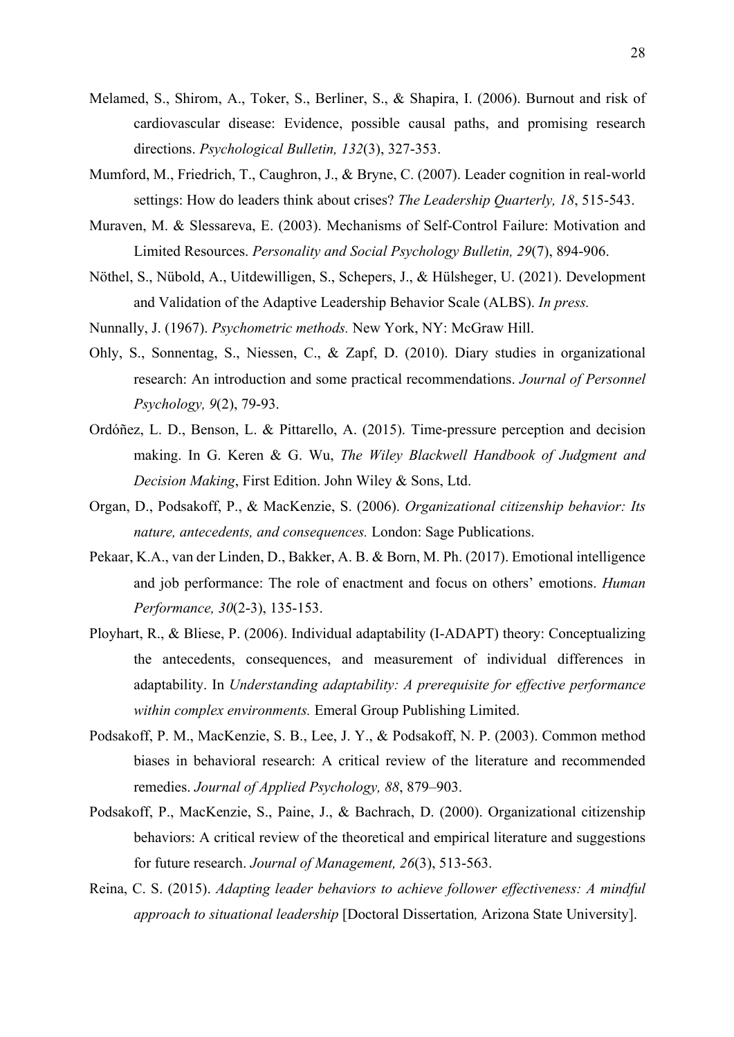Melamed, S., Shirom, A., Toker, S., Berliner, S., & Shapira, I. (2006). Burnout and risk of cardiovascular disease: Evidence, possible causal paths, and promising research directions. *Psychological Bulletin, 132*(3), 327-353.

Mumford, M., Friedrich, T., Caughron, J., & Bryne, C. (2007). Leader cognition in real-world settings: How do leaders think about crises? *The Leadership Quarterly, 18*, 515-543.

Muraven, M. & Slessareva, E. (2003). Mechanisms of Self-Control Failure: Motivation and Limited Resources. *Personality and Social Psychology Bulletin, 29*(7), 894-906.

Nöthel, S., Nübold, A., Uitdewilligen, S., Schepers, J., & Hülsheger, U. (2021). Development and Validation of the Adaptive Leadership Behavior Scale (ALBS). *In press.*

Nunnally, J. (1967). *Psychometric methods.* New York, NY: McGraw Hill.

Ohly, S., Sonnentag, S., Niessen, C., & Zapf, D. (2010). Diary studies in organizational research: An introduction and some practical recommendations. *Journal of Personnel Psychology, 9*(2), 79-93.

Ordóñez, L. D., Benson, L. & Pittarello, A. (2015). Time-pressure perception and decision making. In G. Keren & G. Wu, *The Wiley Blackwell Handbook of Judgment and Decision Making*, First Edition. John Wiley & Sons, Ltd.

Organ, D., Podsakoff, P., & MacKenzie, S. (2006). *Organizational citizenship behavior: Its nature, antecedents, and consequences.* London: Sage Publications.

Pekaar, K.A., van der Linden, D., Bakker, A. B. & Born, M. Ph. (2017). Emotional intelligence and job performance: The role of enactment and focus on others' emotions. *Human Performance, 30*(2-3), 135-153.

Ployhart, R., & Bliese, P. (2006). Individual adaptability (I-ADAPT) theory: Conceptualizing the antecedents, consequences, and measurement of individual differences in adaptability. In *Understanding adaptability: A prerequisite for effective performance within complex environments.* Emeral Group Publishing Limited.

Podsakoff, P. M., MacKenzie, S. B., Lee, J. Y., & Podsakoff, N. P. (2003). Common method biases in behavioral research: A critical review of the literature and recommended remedies. *Journal of Applied Psychology, 88*, 879–903.

Podsakoff, P., MacKenzie, S., Paine, J., & Bachrach, D. (2000). Organizational citizenship behaviors: A critical review of the theoretical and empirical literature and suggestions for future research. *Journal of Management, 26*(3), 513-563.

Reina, C. S. (2015). *Adapting leader behaviors to achieve follower effectiveness: A mindful approach to situational leadership* [Doctoral Dissertation*,* Arizona State University].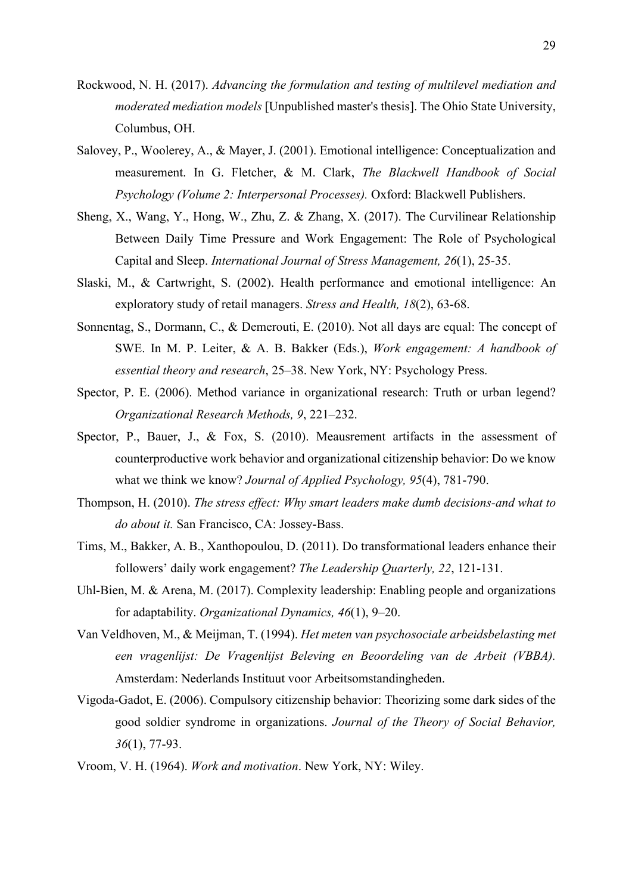Rockwood, N. H. (2017). *Advancing the formulation and testing of multilevel mediation and moderated mediation models* [Unpublished master's thesis]. The Ohio State University, Columbus, OH.

Salovey, P., Woolerey, A., & Mayer, J. (2001). Emotional intelligence: Conceptualization and measurement. In G. Fletcher, & M. Clark, *The Blackwell Handbook of Social Psychology (Volume 2: Interpersonal Processes).* Oxford: Blackwell Publishers.

Sheng, X., Wang, Y., Hong, W., Zhu, Z. & Zhang, X. (2017). The Curvilinear Relationship Between Daily Time Pressure and Work Engagement: The Role of Psychological Capital and Sleep. *International Journal of Stress Management, 26*(1), 25-35.

Slaski, M., & Cartwright, S. (2002). Health performance and emotional intelligence: An exploratory study of retail managers. *Stress and Health, 18*(2), 63-68.

Sonnentag, S., Dormann, C., & Demerouti, E. (2010). Not all days are equal: The concept of SWE. In M. P. Leiter, & A. B. Bakker (Eds.), *Work engagement: A handbook of essential theory and research*, 25–38. New York, NY: Psychology Press.

Spector, P. E. (2006). Method variance in organizational research: Truth or urban legend? *Organizational Research Methods, 9*, 221–232.

Spector, P., Bauer, J., & Fox, S. (2010). Meausrement artifacts in the assessment of counterproductive work behavior and organizational citizenship behavior: Do we know what we think we know? *Journal of Applied Psychology, 95*(4), 781-790.

Thompson, H. (2010). *The stress effect: Why smart leaders make dumb decisions-and what to do about it.* San Francisco, CA: Jossey-Bass.

Tims, M., Bakker, A. B., Xanthopoulou, D. (2011). Do transformational leaders enhance their followers' daily work engagement? *The Leadership Quarterly, 22*, 121-131.

Uhl-Bien, M. & Arena, M. (2017). Complexity leadership: Enabling people and organizations for adaptability. *Organizational Dynamics, 46*(1), 9–20.

Van Veldhoven, M., & Meijman, T. (1994). *Het meten van psychosociale arbeidsbelasting met een vragenlijst: De Vragenlijst Beleving en Beoordeling van de Arbeit (VBBA).* Amsterdam: Nederlands Instituut voor Arbeitsomstandingheden.

Vigoda-Gadot, E. (2006). Compulsory citizenship behavior: Theorizing some dark sides of the good soldier syndrome in organizations. *Journal of the Theory of Social Behavior, 36*(1), 77-93.

Vroom, V. H. (1964). *Work and motivation*. New York, NY: Wiley.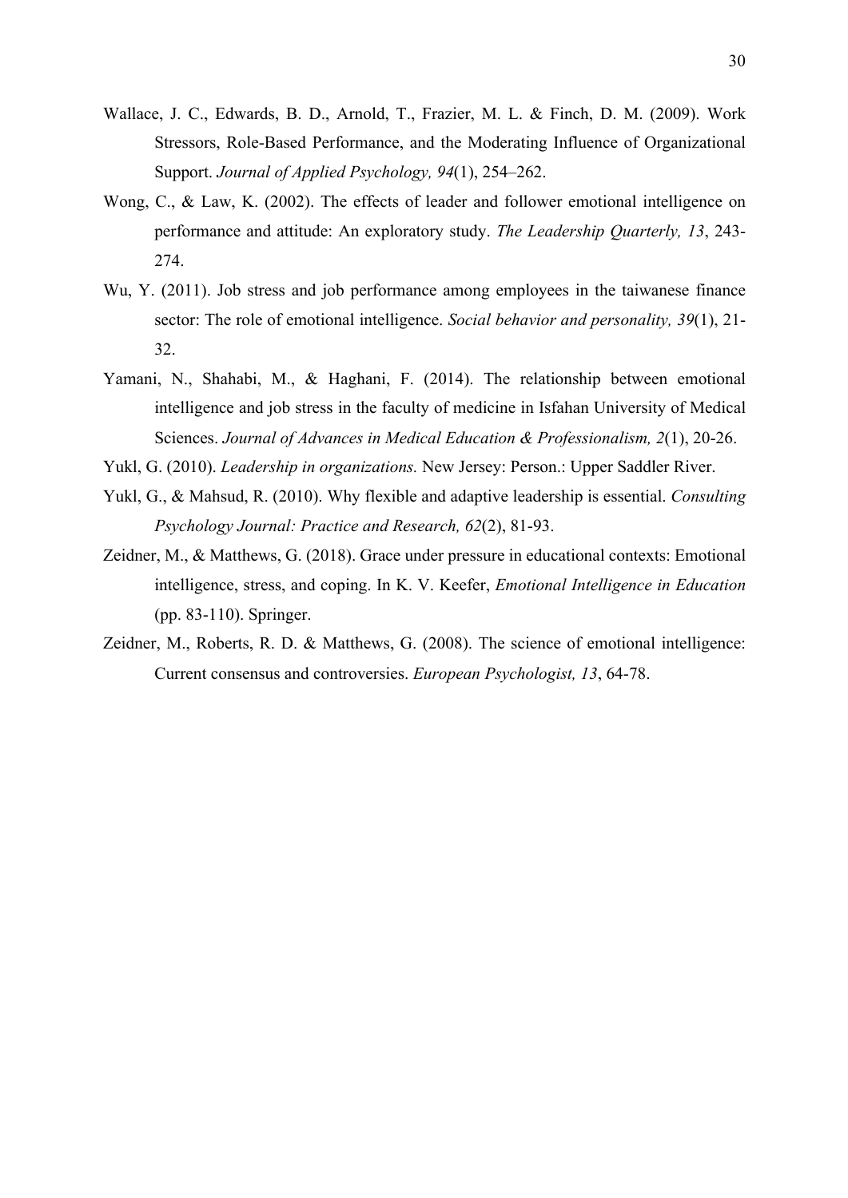Wallace, J. C., Edwards, B. D., Arnold, T., Frazier, M. L. & Finch, D. M. (2009). Work Stressors, Role-Based Performance, and the Moderating Influence of Organizational Support. *Journal of Applied Psychology, 94*(1), 254–262.

Wong, C., & Law, K. (2002). The effects of leader and follower emotional intelligence on performance and attitude: An exploratory study. *The Leadership Quarterly, 13*, 243-274.

Wu, Y. (2011). Job stress and job performance among employees in the taiwanese finance sector: The role of emotional intelligence. *Social behavior and personality, 39*(1), 21-32.

Yamani, N., Shahabi, M., & Haghani, F. (2014). The relationship between emotional intelligence and job stress in the faculty of medicine in Isfahan University of Medical Sciences. *Journal of Advances in Medical Education & Professionalism, 2*(1), 20-26.

Yukl, G. (2010). *Leadership in organizations.* New Jersey: Person.: Upper Saddler River.

Yukl, G., & Mahsud, R. (2010). Why flexible and adaptive leadership is essential. *Consulting Psychology Journal: Practice and Research, 62*(2), 81-93.

Zeidner, M., & Matthews, G. (2018). Grace under pressure in educational contexts: Emotional intelligence, stress, and coping. In K. V. Keefer, *Emotional Intelligence in Education* (pp. 83-110). Springer.

Zeidner, M., Roberts, R. D. & Matthews, G. (2008). The science of emotional intelligence: Current consensus and controversies. *European Psychologist, 13*, 64-78.